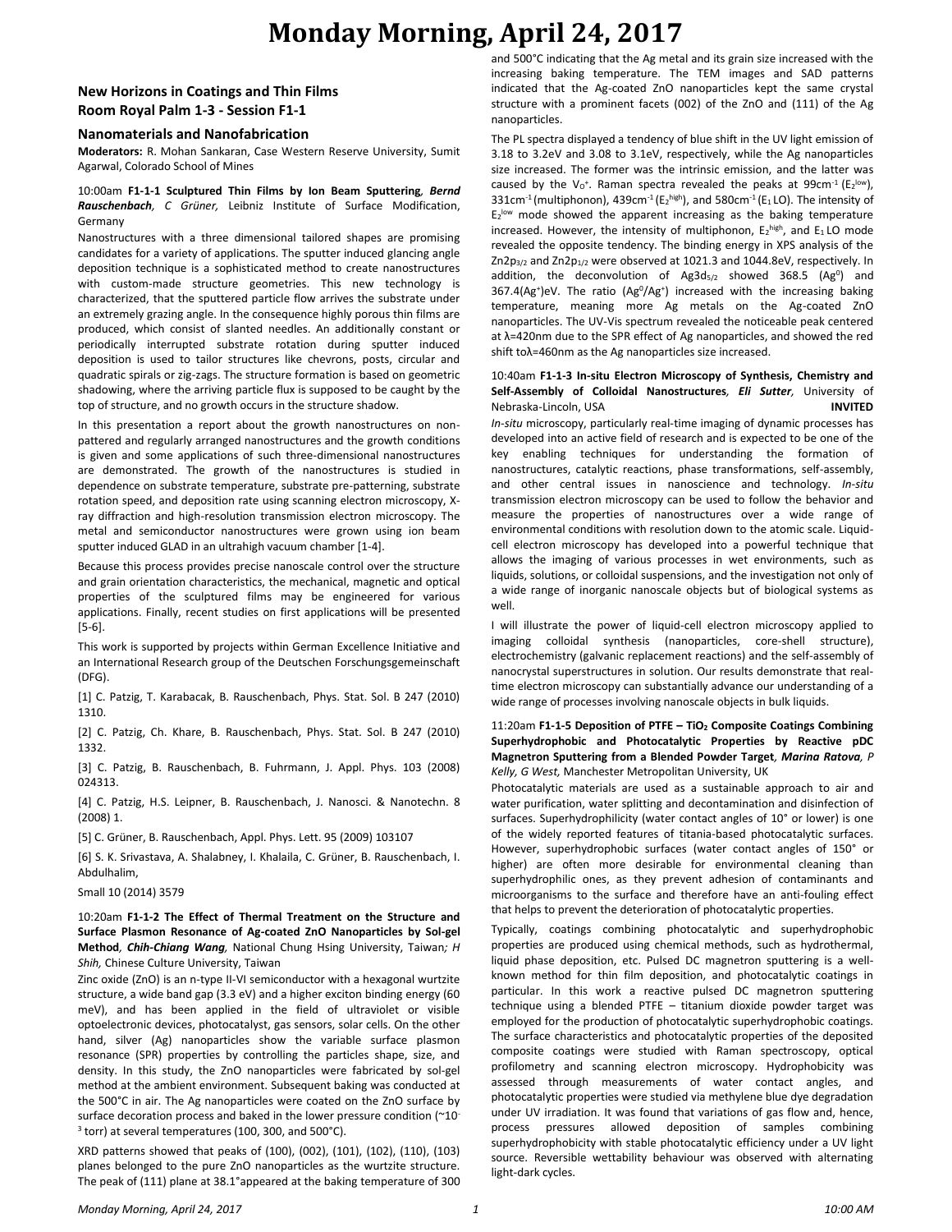# Monday Morning, April 24, 2017

## New Horizons in Coatings and Thin Films
## Room Royal Palm 1-3 - Session F1-1

### Nanomaterials and Nanofabrication

**Moderators:** R. Mohan Sankaran, Case Western Reserve University, Sumit Agarwal, Colorado School of Mines

10:00am **F1-1-1 Sculptured Thin Films by Ion Beam Sputtering**, ***Bernd Rauschenbach**, C Grüner,* Leibniz Institute of Surface Modification, Germany

Nanostructures with a three dimensional tailored shapes are promising candidates for a variety of applications. The sputter induced glancing angle deposition technique is a sophisticated method to create nanostructures with custom-made structure geometries. This new technology is characterized, that the sputtered particle flow arrives the substrate under an extremely grazing angle. In the consequence highly porous thin films are produced, which consist of slanted needles. An additionally constant or periodically interrupted substrate rotation during sputter induced deposition is used to tailor structures like chevrons, posts, circular and quadratic spirals or zig-zags. The structure formation is based on geometric shadowing, where the arriving particle flux is supposed to be caught by the top of structure, and no growth occurs in the structure shadow.

In this presentation a report about the growth nanostructures on non-patterned and regularly arranged nanostructures and the growth conditions is given and some applications of such three-dimensional nanostructures are demonstrated. The growth of the nanostructures is studied in dependence on substrate temperature, substrate pre-patterning, substrate rotation speed, and deposition rate using scanning electron microscopy, X-ray diffraction and high-resolution transmission electron microscopy. The metal and semiconductor nanostructures were grown using ion beam sputter induced GLAD in an ultrahigh vacuum chamber [1-4].

Because this process provides precise nanoscale control over the structure and grain orientation characteristics, the mechanical, magnetic and optical properties of the sculptured films may be engineered for various applications. Finally, recent studies on first applications will be presented [5-6].

This work is supported by projects within German Excellence Initiative and an International Research group of the Deutschen Forschungsgemeinschaft (DFG).

[1] C. Patzig, T. Karabacak, B. Rauschenbach, Phys. Stat. Sol. B 247 (2010) 1310.

[2] C. Patzig, Ch. Khare, B. Rauschenbach, Phys. Stat. Sol. B 247 (2010) 1332.

[3] C. Patzig, B. Rauschenbach, B. Fuhrmann, J. Appl. Phys. 103 (2008) 024313.

[4] C. Patzig, H.S. Leipner, B. Rauschenbach, J. Nanosci. & Nanotechn. 8 (2008) 1.

[5] C. Grüner, B. Rauschenbach, Appl. Phys. Lett. 95 (2009) 103107

[6] S. K. Srivastava, A. Shalabney, I. Khalaila, C. Grüner, B. Rauschenbach, I. Abdulhalim,

Small 10 (2014) 3579

10:20am **F1-1-2 The Effect of Thermal Treatment on the Structure and Surface Plasmon Resonance of Ag-coated ZnO Nanoparticles by Sol-gel Method**, ***Chih-Chiang Wang**,* National Chung Hsing University, Taiwan*; H Shih,* Chinese Culture University, Taiwan

Zinc oxide (ZnO) is an n-type II-VI semiconductor with a hexagonal wurtzite structure, a wide band gap (3.3 eV) and a higher exciton binding energy (60 meV), and has been applied in the field of ultraviolet or visible optoelectronic devices, photocatalyst, gas sensors, solar cells. On the other hand, silver (Ag) nanoparticles show the variable surface plasmon resonance (SPR) properties by controlling the particles shape, size, and density. In this study, the ZnO nanoparticles were fabricated by sol-gel method at the ambient environment. Subsequent baking was conducted at the 500°C in air. The Ag nanoparticles were coated on the ZnO surface by surface decoration process and baked in the lower pressure condition (~$10^{-3}$ torr) at several temperatures (100, 300, and 500°C).

XRD patterns showed that peaks of (100), (002), (101), (102), (110), (103) planes belonged to the pure ZnO nanoparticles as the wurtzite structure. The peak of (111) plane at 38.1°appeared at the baking temperature of 300 and 500°C indicating that the Ag metal and its grain size increased with the increasing baking temperature. The TEM images and SAD patterns indicated that the Ag-coated ZnO nanoparticles kept the same crystal structure with a prominent facets (002) of the ZnO and (111) of the Ag nanoparticles.

The PL spectra displayed a tendency of blue shift in the UV light emission of 3.18 to 3.2eV and 3.08 to 3.1eV, respectively, while the Ag nanoparticles size increased. The former was the intrinsic emission, and the latter was caused by the $V_O^+$. Raman spectra revealed the peaks at 99cm$^{-1}$ ($E_2^{low}$), 331cm$^{-1}$ (multiphonon), 439cm$^{-1}$ ($E_2^{high}$), and 580cm$^{-1}$ ($E_1$ LO). The intensity of $E_2^{low}$ mode showed the apparent increasing as the baking temperature increased. However, the intensity of multiphonon, $E_2^{high}$, and $E_1$ LO mode revealed the opposite tendency. The binding energy in XPS analysis of the $Zn2p_{3/2}$ and $Zn2p_{1/2}$ were observed at 1021.3 and 1044.8eV, respectively. In addition, the deconvolution of $Ag3d_{5/2}$ showed 368.5 ($Ag^0$) and 367.4($Ag^+$)eV. The ratio ($Ag^0/Ag^+$) increased with the increasing baking temperature, meaning more Ag metals on the Ag-coated ZnO nanoparticles. The UV-Vis spectrum revealed the noticeable peak centered at λ=420nm due to the SPR effect of Ag nanoparticles, and showed the red shift toλ=460nm as the Ag nanoparticles size increased.

10:40am **F1-1-3 In-situ Electron Microscopy of Synthesis, Chemistry and Self-Assembly of Colloidal Nanostructures**, ***Eli Sutter**,* University of Nebraska-Lincoln, USA **INVITED**

*In-situ* microscopy, particularly real-time imaging of dynamic processes has developed into an active field of research and is expected to be one of the key enabling techniques for understanding the formation of nanostructures, catalytic reactions, phase transformations, self-assembly, and other central issues in nanoscience and technology. *In-situ* transmission electron microscopy can be used to follow the behavior and measure the properties of nanostructures over a wide range of environmental conditions with resolution down to the atomic scale. Liquid-cell electron microscopy has developed into a powerful technique that allows the imaging of various processes in wet environments, such as liquids, solutions, or colloidal suspensions, and the investigation not only of a wide range of inorganic nanoscale objects but of biological systems as well.

I will illustrate the power of liquid-cell electron microscopy applied to imaging colloidal synthesis (nanoparticles, core-shell structure), electrochemistry (galvanic replacement reactions) and the self-assembly of nanocrystal superstructures in solution. Our results demonstrate that real-time electron microscopy can substantially advance our understanding of a wide range of processes involving nanoscale objects in bulk liquids.

11:20am **F1-1-5 Deposition of PTFE – $TiO_2$ Composite Coatings Combining Superhydrophobic and Photocatalytic Properties by Reactive pDC Magnetron Sputtering from a Blended Powder Target**, ***Marina Ratova**, P Kelly, G West,* Manchester Metropolitan University, UK

Photocatalytic materials are used as a sustainable approach to air and water purification, water splitting and decontamination and disinfection of surfaces. Superhydrophilicity (water contact angles of 10° or lower) is one of the widely reported features of titania-based photocatalytic surfaces. However, superhydrophobic surfaces (water contact angles of 150° or higher) are often more desirable for environmental cleaning than superhydrophilic ones, as they prevent adhesion of contaminants and microorganisms to the surface and therefore have an anti-fouling effect that helps to prevent the deterioration of photocatalytic properties.

Typically, coatings combining photocatalytic and superhydrophobic properties are produced using chemical methods, such as hydrothermal, liquid phase deposition, etc. Pulsed DC magnetron sputtering is a well-known method for thin film deposition, and photocatalytic coatings in particular. In this work a reactive pulsed DC magnetron sputtering technique using a blended PTFE – titanium dioxide powder target was employed for the production of photocatalytic superhydrophobic coatings. The surface characteristics and photocatalytic properties of the deposited composite coatings were studied with Raman spectroscopy, optical profilometry and scanning electron microscopy. Hydrophobicity was assessed through measurements of water contact angles, and photocatalytic properties were studied via methylene blue dye degradation under UV irradiation. It was found that variations of gas flow and, hence, process pressures allowed deposition of samples combining superhydrophobicity with stable photocatalytic efficiency under a UV light source. Reversible wettability behaviour was observed with alternating light-dark cycles.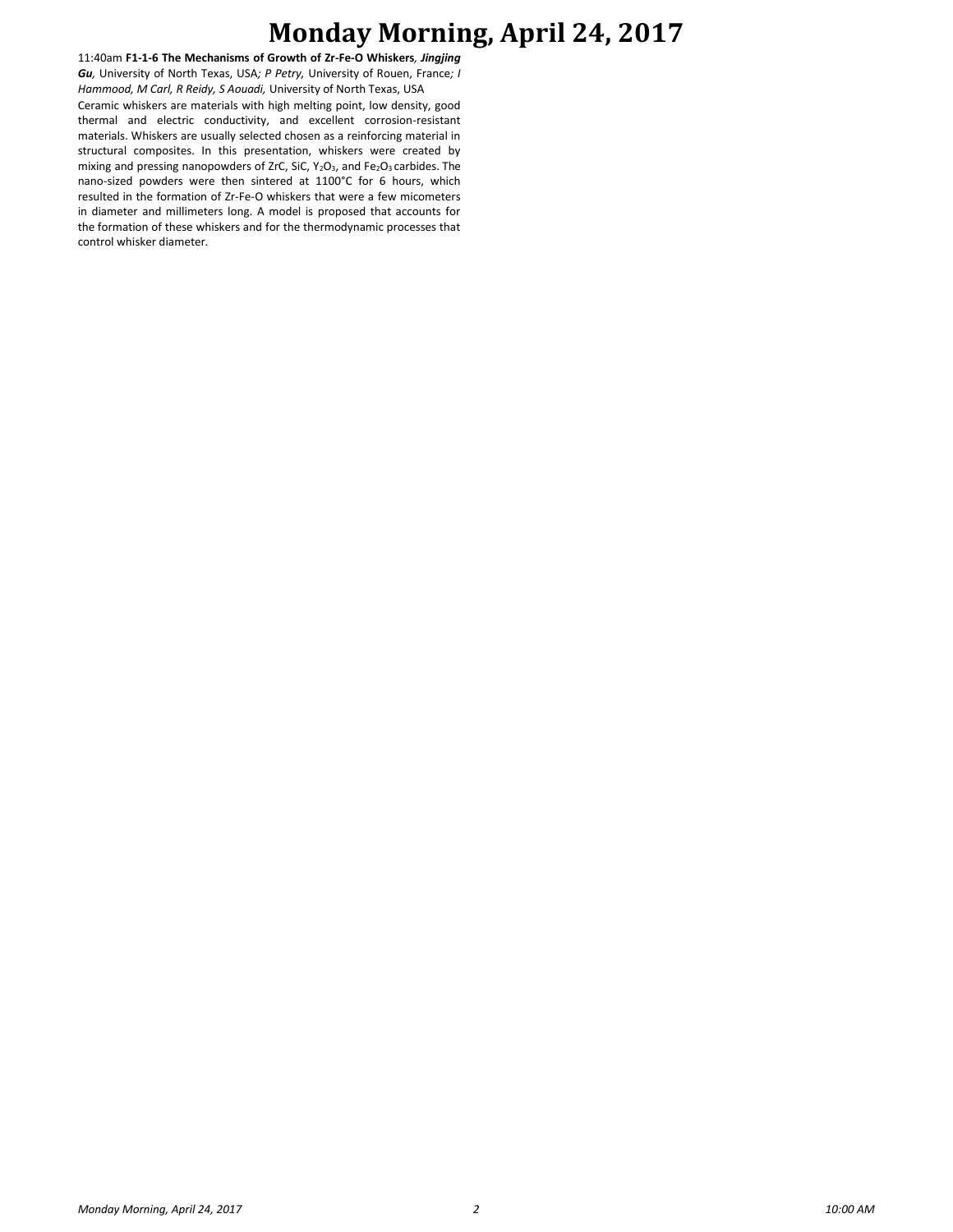11:40am **F1-1-6 The Mechanisms of Growth of Zr-Fe-O Whiskers**, ***Jingjing Gu***, University of North Texas, USA; *P Petry,* University of Rouen, France; *I Hammood, M Carl, R Reidy, S Aouadi,* University of North Texas, USA

Ceramic whiskers are materials with high melting point, low density, good thermal and electric conductivity, and excellent corrosion-resistant materials. Whiskers are usually selected chosen as a reinforcing material in structural composites. In this presentation, whiskers were created by mixing and pressing nanopowders of ZrC, SiC, $Y_2O_3$, and $Fe_2O_3$ carbides. The nano-sized powders were then sintered at 1100°C for 6 hours, which resulted in the formation of Zr-Fe-O whiskers that were a few micometers in diameter and millimeters long. A model is proposed that accounts for the formation of these whiskers and for the thermodynamic processes that control whisker diameter.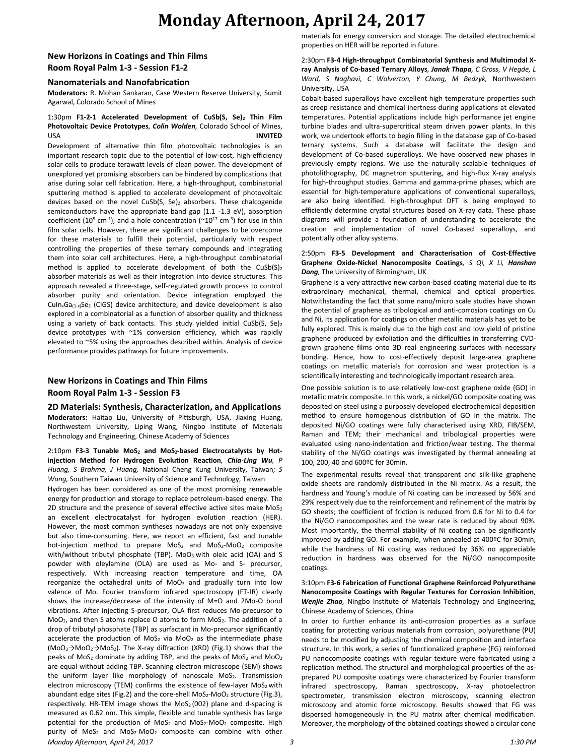# Monday Afternoon, April 24, 2017

## New Horizons in Coatings and Thin Films
## Room Royal Palm 1-3 - Session F1-2

### Nanomaterials and Nanofabrication

**Moderators:** R. Mohan Sankaran, Case Western Reserve University, Sumit Agarwal, Colorado School of Mines

1:30pm **F1-2-1 Accelerated Development of $CuSb(S, Se)_2$ Thin Film Photovoltaic Device Prototypes**, ***Colin Wolden,*** Colorado School of Mines, USA **INVITED**

Development of alternative thin film photovoltaic technologies is an important research topic due to the potential of low-cost, high-efficiency solar cells to produce terawatt levels of clean power. The development of unexplored yet promising absorbers can be hindered by complications that arise during solar cell fabrication. Here, a high-throughput, combinatorial sputtering method is applied to accelerate development of photovoltaic devices based on the novel $CuSb(S, Se)_2$ absorbers. These chalcogenide semiconductors have the appropriate band gap (1.1 -1.3 eV), absorption coefficient ($10^5$ $cm^{-1}$), and a hole concentration (~$10^{17}$ $cm^{-3}$) for use in thin film solar cells. However, there are significant challenges to be overcome for these materials to fulfill their potential, particularly with respect controlling the properties of these ternary compounds and integrating them into solar cell architectures. Here, a high-throughput combinatorial method is applied to accelerate development of both the $CuSb(S)_2$ absorber materials as well as their integration into device structures. This approach revealed a three-stage, self-regulated growth process to control absorber purity and orientation. Device integration employed the $CuIn_xGa_{(1-x)}Se_2$ (CIGS) device architecture, and device development is also explored in a combinatorial as a function of absorber quality and thickness using a variety of back contacts. This study yielded initial $CuSb(S, Se)_2$ device prototypes with ~1% conversion efficiency, which was rapidly elevated to ~5% using the approaches described within. Analysis of device performance provides pathways for future improvements.

## New Horizons in Coatings and Thin Films
## Room Royal Palm 1-3 - Session F3

### 2D Materials: Synthesis, Characterization, and Applications

**Moderators:** Haitao Liu, University of Pittsburgh, USA, Jiaxing Huang, Northwestern University, Liping Wang, Ningbo Institute of Materials Technology and Engineering, Chinese Academy of Sciences

2:10pm **F3-3 Tunable $MoS_2$ and $MoS_2$-based Electrocatalysts by Hot-injection Method for Hydrogen Evolution Reaction**, ***Chia-Ling Wu****, P Huang, S Brahma, J Huang,* National Cheng Kung University, Taiwan*; S Wang,* Southern Taiwan University of Science and Technology, Taiwan

Hydrogen has been considered as one of the most promising renewable energy for production and storage to replace petroleum-based energy. The 2D structure and the presence of several effective active sites make $MoS_2$ an excellent electrocatalyst for hydrogen evolution reaction (HER). However, the most common syntheses nowadays are not only expensive but also time-consuming. Here, we report an efficient, fast and tunable hot-injection method to prepare $MoS_2$ and $MoS_2$-$MoO_2$ composite with/without tributyl phosphate (TBP). $MoO_3$ with oleic acid (OA) and S powder with oleylamine (OLA) are used as Mo- and S- precursor, respectively. With increasing reaction temperature and time, OA reorganize the octahedral units of $MoO_3$ and gradually turn into low valence of Mo. Fourier transform infrared spectroscopy (FT-IR) clearly shows the increase/decrease of the intensity of M=O and 2Mo-O bond vibrations. After injecting S-precursor, OLA first reduces Mo-precursor to $MoO_2$, and then S atoms replace O atoms to form $MoS_2$. The addition of a drop of tributyl phosphate (TBP) as surfactant in Mo-precursor significantly accelerate the production of $MoS_2$ via $MoO_2$ as the intermediate phase ($MoO_3 \rightarrow MoO_2 \rightarrow MoS_2$). The X-ray diffraction (XRD) (Fig.1) shows that the peaks of $MoS_2$ dominate by adding TBP, and the peaks of $MoS_2$ and $MoO_2$ are equal without adding TBP. Scanning electron microscope (SEM) shows the uniform layer like morphology of nanoscale $MoS_2$. Transmission electron microscopy (TEM) confirms the existence of few-layer $MoS_2$ with abundant edge sites (Fig.2) and the core-shell $MoS_2$-$MoO_2$ structure (Fig.3), respectively. HR-TEM image shows the $MoS_2$ (002) plane and d-spacing is measured as 0.62 nm. This simple, flexible and tunable synthesis has large potential for the production of $MoS_2$ and $MoS_2$-$MoO_2$ composite. High purity of $MoS_2$ and $MoS_2$-$MoO_2$ composite can combine with other materials for energy conversion and storage. The detailed electrochemical properties on HER will be reported in future.

2:30pm **F3-4 High-throughput Combinatorial Synthesis and Multimodal X-ray Analysis of Co-based Ternary Alloys**, ***Janak Thapa****, C Gross, V Hegde, L Ward, S Naghavi, C Wolverton, Y Chung, M Bedzyk,* Northwestern University, USA

Cobalt-based superalloys have excellent high temperature properties such as creep resistance and chemical inertness during applications at elevated temperatures. Potential applications include high performance jet engine turbine blades and ultra-supercritical steam driven power plants. In this work, we undertook efforts to begin filling in the database gap of Co-based ternary systems. Such a database will facilitate the design and development of Co-based superalloys. We have observed new phases in previously empty regions. We use the naturally scalable techniques of photolithography, DC magnetron sputtering, and high-flux X-ray analysis for high-throughput studies. Gamma and gamma-prime phases, which are essential for high-temperature applications of conventional superalloys, are also being identified. High-throughput DFT is being employed to efficiently determine crystal structures based on X-ray data. These phase diagrams will provide a foundation of understanding to accelerate the creation and implementation of novel Co-based superalloys, and potentially other alloy systems.

2:50pm **F3-5 Development and Characterisation of Cost-Effective Graphene Oxide-Nickel Nanocomposite Coatings**, *S Qi, X Li,* ***Hanshan Dong,*** The University of Birmingham, UK

Graphene is a very attractive new carbon-based coating material due to its extraordinary mechanical, thermal, chemical and optical properties. Notwithstanding the fact that some nano/micro scale studies have shown the potential of graphene as tribological and anti-corrosion coatings on Cu and Ni, its application for coatings on other metallic materials has yet to be fully explored. This is mainly due to the high cost and low yield of pristine graphene produced by exfoliation and the difficulties in transferring CVD-grown graphene films onto 3D real engineering surfaces with necessary bonding. Hence, how to cost-effectively deposit large-area graphene coatings on metallic materials for corrosion and wear protection is a scientifically interesting and technologically important research area.

One possible solution is to use relatively low-cost graphene oxide (GO) in metallic matrix composite. In this work, a nickel/GO composite coating was deposited on steel using a purposely developed electrochemical deposition method to ensure homogenous distribution of GO in the matrix. The deposited Ni/GO coatings were fully characterised using XRD, FIB/SEM, Raman and TEM; their mechanical and tribological properties were evaluated using nano-indentation and friction/wear testing. The thermal stability of the Ni/GO coatings was investigated by thermal annealing at 100, 200, 40 and 600ºC for 30min.

The experimental results reveal that transparent and silk-like graphene oxide sheets are randomly distributed in the Ni matrix. As a result, the hardness and Young's module of Ni coating can be increased by 56% and 29% respectively due to the reinforcement and refinement of the matrix by GO sheets; the coefficient of friction is reduced from 0.6 for Ni to 0.4 for the Ni/GO nanocomposites and the wear rate is reduced by about 90%. Most importantly, the thermal stability of Ni coating can be significantly improved by adding GO. For example, when annealed at 400ºC for 30min, while the hardness of Ni coating was reduced by 36% no appreciable reduction in hardness was observed for the Ni/GO nanocomposite coatings.

3:10pm **F3-6 Fabrication of Functional Graphene Reinforced Polyurethane Nanocomposite Coatings with Regular Textures for Corrosion Inhibition**, ***Wenjie Zhao,*** Ningbo Institute of Materials Technology and Engineering, Chinese Academy of Sciences, China

In order to further enhance its anti-corrosion properties as a surface coating for protecting various materials from corrosion, polyurethane (PU) needs to be modified by adjusting the chemical composition and interface structure. In this work, a series of functionalized graphene (FG) reinforced PU nanocomposite coatings with regular texture were fabricated using a replication method. The structural and morphological properties of the as-prepared PU composite coatings were characterized by Fourier transform infrared spectroscopy, Raman spectroscopy, X-ray photoelectron spectrometer, transmission electron microscopy, scanning electron microscopy and atomic force microscopy. Results showed that FG was dispersed homogeneously in the PU matrix after chemical modification. Moreover, the morphology of the obtained coatings showed a circular cone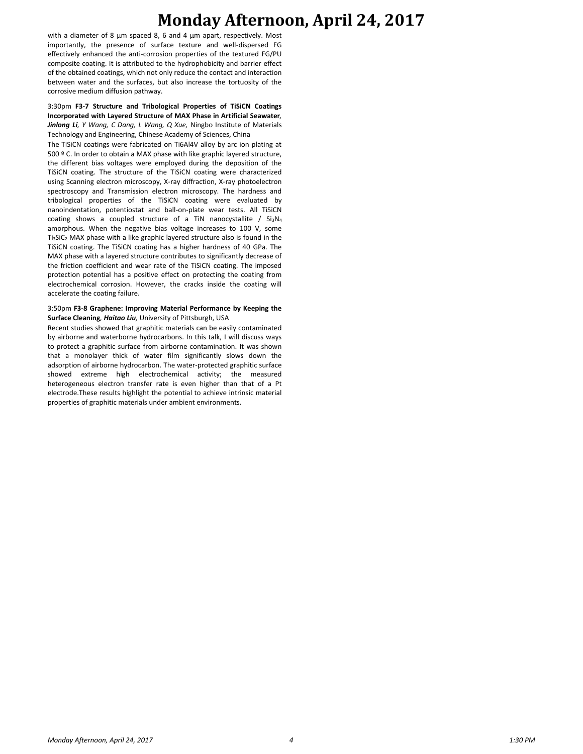with a diameter of 8 μm spaced 8, 6 and 4 μm apart, respectively. Most importantly, the presence of surface texture and well-dispersed FG effectively enhanced the anti-corrosion properties of the textured FG/PU composite coating. It is attributed to the hydrophobicity and barrier effect of the obtained coatings, which not only reduce the contact and interaction between water and the surfaces, but also increase the tortuosity of the corrosive medium diffusion pathway.

3:30pm **F3-7 Structure and Tribological Properties of TiSiCN Coatings Incorporated with Layered Structure of MAX Phase in Artificial Seawater***, **Jinlong Li**, Y Wang, C Dang, L Wang, Q Xue,* Ningbo Institute of Materials Technology and Engineering, Chinese Academy of Sciences, China

The TiSiCN coatings were fabricated on Ti6Al4V alloy by arc ion plating at 500 º C. In order to obtain a MAX phase with like graphic layered structure, the different bias voltages were employed during the deposition of the TiSiCN coating. The structure of the TiSiCN coating were characterized using Scanning electron microscopy, X-ray diffraction, X-ray photoelectron spectroscopy and Transmission electron microscopy. The hardness and tribological properties of the TiSiCN coating were evaluated by nanoindentation, potentiostat and ball-on-plate wear tests. All TiSiCN coating shows a coupled structure of a TiN nanocystallite / $Si_3N_4$ amorphous. When the negative bias voltage increases to 100 V, some $Ti_3SiC_2$ MAX phase with a like graphic layered structure also is found in the TiSiCN coating. The TiSiCN coating has a higher hardness of 40 GPa. The MAX phase with a layered structure contributes to significantly decrease of the friction coefficient and wear rate of the TiSiCN coating. The imposed protection potential has a positive effect on protecting the coating from electrochemical corrosion. However, the cracks inside the coating will accelerate the coating failure.

3:50pm **F3-8 Graphene: Improving Material Performance by Keeping the Surface Cleaning***, **Haitao Liu**,* University of Pittsburgh, USA

Recent studies showed that graphitic materials can be easily contaminated by airborne and waterborne hydrocarbons. In this talk, I will discuss ways to protect a graphitic surface from airborne contamination. It was shown that a monolayer thick of water film significantly slows down the adsorption of airborne hydrocarbon. The water-protected graphitic surface showed extreme high electrochemical activity; the measured heterogeneous electron transfer rate is even higher than that of a Pt electrode.These results highlight the potential to achieve intrinsic material properties of graphitic materials under ambient environments.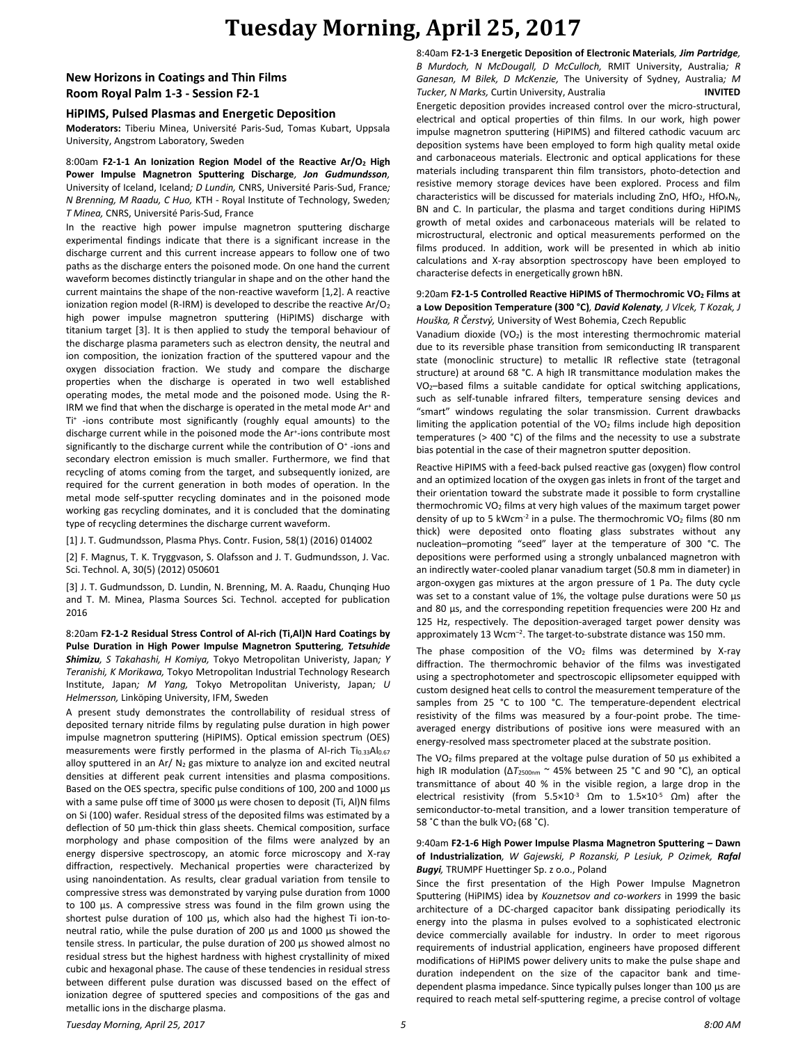# Tuesday Morning, April 25, 2017

## New Horizons in Coatings and Thin Films
## Room Royal Palm 1-3 - Session F2-1

### HiPIMS, Pulsed Plasmas and Energetic Deposition

**Moderators:** Tiberiu Minea, Université Paris-Sud, Tomas Kubart, Uppsala University, Angstrom Laboratory, Sweden

8:00am **F2-1-1 An Ionization Region Model of the Reactive Ar/O$_2$ High Power Impulse Magnetron Sputtering Discharge**, ***Jon Gudmundsson***, University of Iceland, Iceland*; D Lundin,* CNRS, Université Paris-Sud, France*; N Brenning, M Raadu, C Huo,* KTH - Royal Institute of Technology, Sweden*; T Minea,* CNRS, Université Paris-Sud, France

In the reactive high power impulse magnetron sputtering discharge experimental findings indicate that there is a significant increase in the discharge current and this current increase appears to follow one of two paths as the discharge enters the poisoned mode. On one hand the current waveform becomes distinctly triangular in shape and on the other hand the current maintains the shape of the non-reactive waveform [1,2]. A reactive ionization region model (R-IRM) is developed to describe the reactive Ar/O$_2$ high power impulse magnetron sputtering (HiPIMS) discharge with titanium target [3]. It is then applied to study the temporal behaviour of the discharge plasma parameters such as electron density, the neutral and ion composition, the ionization fraction of the sputtered vapour and the oxygen dissociation fraction. We study and compare the discharge properties when the discharge is operated in two well established operating modes, the metal mode and the poisoned mode. Using the R-IRM we find that when the discharge is operated in the metal mode Ar$^+$ and Ti$^+$ -ions contribute most significantly (roughly equal amounts) to the discharge current while in the poisoned mode the Ar$^+$-ions contribute most significantly to the discharge current while the contribution of O$^+$ -ions and secondary electron emission is much smaller. Furthermore, we find that recycling of atoms coming from the target, and subsequently ionized, are required for the current generation in both modes of operation. In the metal mode self-sputter recycling dominates and in the poisoned mode working gas recycling dominates, and it is concluded that the dominating type of recycling determines the discharge current waveform.

[1] J. T. Gudmundsson, Plasma Phys. Contr. Fusion, 58(1) (2016) 014002

[2] F. Magnus, T. K. Tryggvason, S. Olafsson and J. T. Gudmundsson, J. Vac. Sci. Technol. A, 30(5) (2012) 050601

[3] J. T. Gudmundsson, D. Lundin, N. Brenning, M. A. Raadu, Chunqing Huo and T. M. Minea, Plasma Sources Sci. Technol. accepted for publication 2016

8:20am **F2-1-2 Residual Stress Control of Al-rich (Ti,Al)N Hard Coatings by Pulse Duration in High Power Impulse Magnetron Sputtering**, ***Tetsuhide Shimizu****, S Takahashi, H Komiya,* Tokyo Metropolitan Univeristy, Japan*; Y Teranishi, K Morikawa,* Tokyo Metropolitan Industrial Technology Research Institute, Japan*; M Yang,* Tokyo Metropolitan Univeristy, Japan*; U Helmersson,* Linköping University, IFM, Sweden

A present study demonstrates the controllability of residual stress of deposited ternary nitride films by regulating pulse duration in high power impulse magnetron sputtering (HiPIMS). Optical emission spectrum (OES) measurements were firstly performed in the plasma of Al-rich Ti$_{0.33}$Al$_{0.67}$ alloy sputtered in an Ar/ N$_2$ gas mixture to analyze ion and excited neutral densities at different peak current intensities and plasma compositions. Based on the OES spectra, specific pulse conditions of 100, 200 and 1000 µs with a same pulse off time of 3000 µs were chosen to deposit (Ti, Al)N films on Si (100) wafer. Residual stress of the deposited films was estimated by a deflection of 50 µm-thick thin glass sheets. Chemical composition, surface morphology and phase composition of the films were analyzed by an energy dispersive spectroscopy, an atomic force microscopy and X-ray diffraction, respectively. Mechanical properties were characterized by using nanoindentation. As results, clear gradual variation from tensile to compressive stress was demonstrated by varying pulse duration from 1000 to 100 µs. A compressive stress was found in the film grown using the shortest pulse duration of 100 µs, which also had the highest Ti ion-to-neutral ratio, while the pulse duration of 200 µs and 1000 µs showed the tensile stress. In particular, the pulse duration of 200 µs showed almost no residual stress but the highest hardness with highest crystallinity of mixed cubic and hexagonal phase. The cause of these tendencies in residual stress between different pulse duration was discussed based on the effect of ionization degree of sputtered species and compositions of the gas and metallic ions in the discharge plasma.

8:40am **F2-1-3 Energetic Deposition of Electronic Materials**, ***Jim Partridge****, B Murdoch, N McDougall, D McCulloch,* RMIT University, Australia*; R Ganesan, M Bilek, D McKenzie,* The University of Sydney, Australia*; M Tucker, N Marks,* Curtin University, Australia **INVITED**

Energetic deposition provides increased control over the micro-structural, electrical and optical properties of thin films. In our work, high power impulse magnetron sputtering (HiPIMS) and filtered cathodic vacuum arc deposition systems have been employed to form high quality metal oxide and carbonaceous materials. Electronic and optical applications for these materials including transparent thin film transistors, photo-detection and resistive memory storage devices have been explored. Process and film characteristics will be discussed for materials including ZnO, HfO$_2$, HfO$_x$N$_y$, BN and C. In particular, the plasma and target conditions during HiPIMS growth of metal oxides and carbonaceous materials will be related to microstructural, electronic and optical measurements performed on the films produced. In addition, work will be presented in which ab initio calculations and X-ray absorption spectroscopy have been employed to characterise defects in energetically grown hBN.

9:20am **F2-1-5 Controlled Reactive HiPIMS of Thermochromic VO$_2$ Films at a Low Deposition Temperature (300 °C)**, ***David Kolenaty****, J Vlcek, T Kozak, J Houška, R Čerstvý,* University of West Bohemia, Czech Republic

Vanadium dioxide (VO$_2$) is the most interesting thermochromic material due to its reversible phase transition from semiconducting IR transparent state (monoclinic structure) to metallic IR reflective state (tetragonal structure) at around 68 °C. A high IR transmittance modulation makes the VO$_2$–based films a suitable candidate for optical switching applications, such as self-tunable infrared filters, temperature sensing devices and "smart" windows regulating the solar transmission. Current drawbacks limiting the application potential of the VO$_2$ films include high deposition temperatures (> 400 °C) of the films and the necessity to use a substrate bias potential in the case of their magnetron sputter deposition.

Reactive HiPIMS with a feed-back pulsed reactive gas (oxygen) flow control and an optimized location of the oxygen gas inlets in front of the target and their orientation toward the substrate made it possible to form crystalline thermochromic VO$_2$ films at very high values of the maximum target power density of up to 5 kWcm$^{-2}$ in a pulse. The thermochromic VO$_2$ films (80 nm thick) were deposited onto floating glass substrates without any nucleation–promoting "seed" layer at the temperature of 300 °C. The depositions were performed using a strongly unbalanced magnetron with an indirectly water-cooled planar vanadium target (50.8 mm in diameter) in argon-oxygen gas mixtures at the argon pressure of 1 Pa. The duty cycle was set to a constant value of 1%, the voltage pulse durations were 50 µs and 80 µs, and the corresponding repetition frequencies were 200 Hz and 125 Hz, respectively. The deposition-averaged target power density was approximately 13 Wcm$^{-2}$. The target-to-substrate distance was 150 mm.

The phase composition of the VO$_2$ films was determined by X-ray diffraction. The thermochromic behavior of the films was investigated using a spectrophotometer and spectroscopic ellipsometer equipped with custom designed heat cells to control the measurement temperature of the samples from 25 °C to 100 °C. The temperature-dependent electrical resistivity of the films was measured by a four-point probe. The time-averaged energy distributions of positive ions were measured with an energy-resolved mass spectrometer placed at the substrate position.

The VO$_2$ films prepared at the voltage pulse duration of 50 µs exhibited a high IR modulation ($\Delta T_{2500nm}$ ~ 45% between 25 °C and 90 °C), an optical transmittance of about 40 % in the visible region, a large drop in the electrical resistivity (from 5.5×10$^{-3}$ Ωm to 1.5×10$^{-5}$ Ωm) after the semiconductor-to-metal transition, and a lower transition temperature of 58 °C than the bulk VO$_2$ (68 °C).

9:40am **F2-1-6 High Power Impulse Plasma Magnetron Sputtering – Dawn of Industrialization**, *W Gajewski, P Rozanski, P Lesiuk, P Ozimek,* ***Rafal Bugyi****,* TRUMPF Huettinger Sp. z o.o., Poland

Since the first presentation of the High Power Impulse Magnetron Sputtering (HiPIMS) idea by *Kouznetsov and co-workers* in 1999 the basic architecture of a DC-charged capacitor bank dissipating periodically its energy into the plasma in pulses evolved to a sophisticated electronic device commercially available for industry. In order to meet rigorous requirements of industrial application, engineers have proposed different modifications of HiPIMS power delivery units to make the pulse shape and duration independent on the size of the capacitor bank and time-dependent plasma impedance. Since typically pulses longer than 100 µs are required to reach metal self-sputtering regime, a precise control of voltage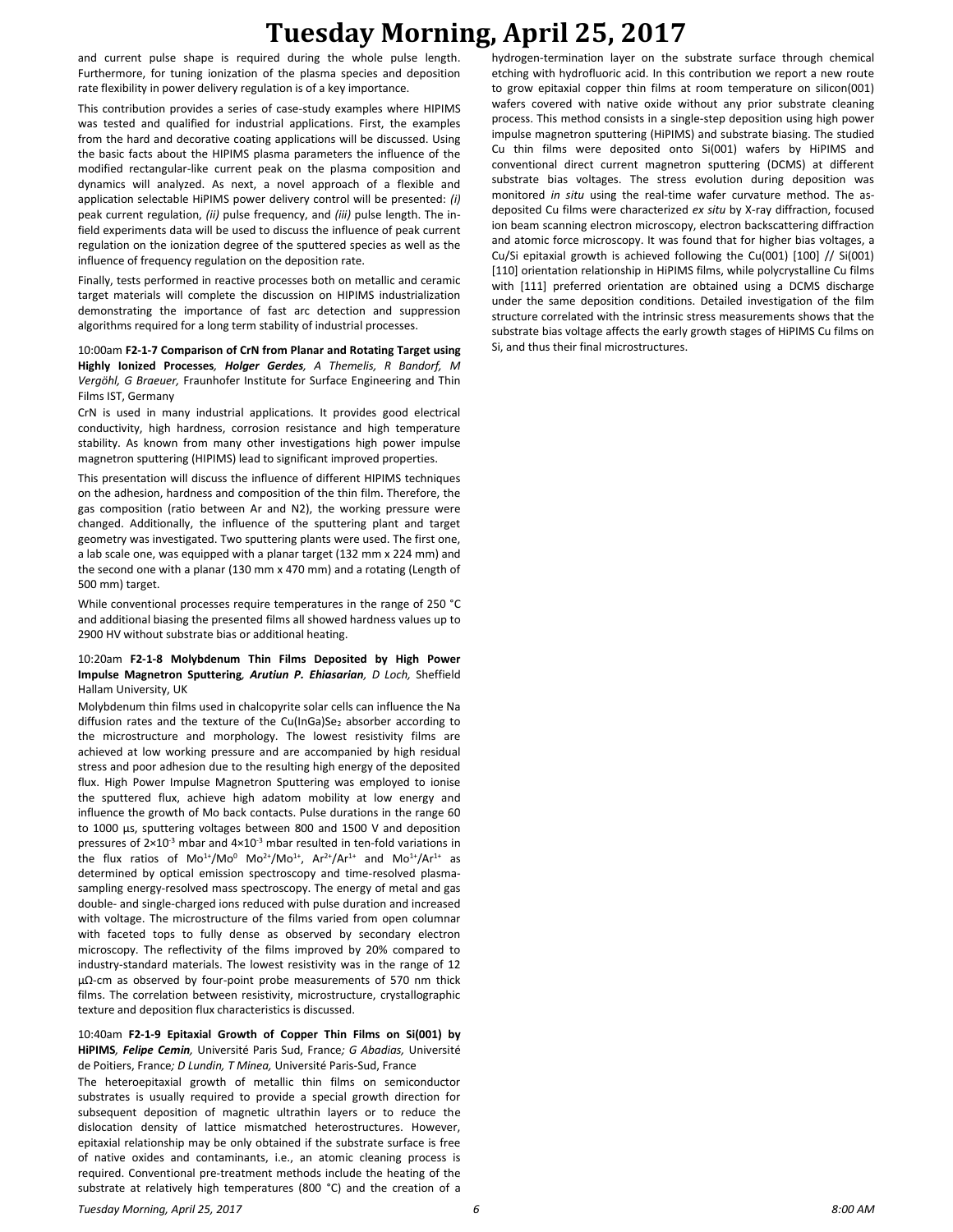and current pulse shape is required during the whole pulse length. Furthermore, for tuning ionization of the plasma species and deposition rate flexibility in power delivery regulation is of a key importance.

This contribution provides a series of case-study examples where HIPIMS was tested and qualified for industrial applications. First, the examples from the hard and decorative coating applications will be discussed. Using the basic facts about the HIPIMS plasma parameters the influence of the modified rectangular-like current peak on the plasma composition and dynamics will analyzed. As next, a novel approach of a flexible and application selectable HiPIMS power delivery control will be presented: *(i)* peak current regulation, *(ii)* pulse frequency, and *(iii)* pulse length. The in-field experiments data will be used to discuss the influence of peak current regulation on the ionization degree of the sputtered species as well as the influence of frequency regulation on the deposition rate.

Finally, tests performed in reactive processes both on metallic and ceramic target materials will complete the discussion on HIPIMS industrialization demonstrating the importance of fast arc detection and suppression algorithms required for a long term stability of industrial processes.

10:00am **F2-1-7 Comparison of CrN from Planar and Rotating Target using Highly Ionized Processes**, ***Holger Gerdes**, A Themelis, R Bandorf, M Vergöhl, G Braeuer,* Fraunhofer Institute for Surface Engineering and Thin Films IST, Germany

CrN is used in many industrial applications. It provides good electrical conductivity, high hardness, corrosion resistance and high temperature stability. As known from many other investigations high power impulse magnetron sputtering (HIPIMS) lead to significant improved properties.

This presentation will discuss the influence of different HIPIMS techniques on the adhesion, hardness and composition of the thin film. Therefore, the gas composition (ratio between Ar and N2), the working pressure were changed. Additionally, the influence of the sputtering plant and target geometry was investigated. Two sputtering plants were used. The first one, a lab scale one, was equipped with a planar target (132 mm x 224 mm) and the second one with a planar (130 mm x 470 mm) and a rotating (Length of 500 mm) target.

While conventional processes require temperatures in the range of 250 °C and additional biasing the presented films all showed hardness values up to 2900 HV without substrate bias or additional heating.

10:20am **F2-1-8 Molybdenum Thin Films Deposited by High Power Impulse Magnetron Sputtering**, ***Arutiun P. Ehiasarian**, D Loch,* Sheffield Hallam University, UK

Molybdenum thin films used in chalcopyrite solar cells can influence the Na diffusion rates and the texture of the $Cu(InGa)Se_2$ absorber according to the microstructure and morphology. The lowest resistivity films are achieved at low working pressure and are accompanied by high residual stress and poor adhesion due to the resulting high energy of the deposited flux. High Power Impulse Magnetron Sputtering was employed to ionise the sputtered flux, achieve high adatom mobility at low energy and influence the growth of Mo back contacts. Pulse durations in the range 60 to 1000 µs, sputtering voltages between 800 and 1500 V and deposition pressures of $2\times10^{-3}$ mbar and $4\times10^{-3}$ mbar resulted in ten-fold variations in the flux ratios of $Mo^{1+}/Mo^{0}$ $Mo^{2+}/Mo^{1+}$, $Ar^{2+}/Ar^{1+}$ and $Mo^{1+}/Ar^{1+}$ as determined by optical emission spectroscopy and time-resolved plasma-sampling energy-resolved mass spectroscopy. The energy of metal and gas double- and single-charged ions reduced with pulse duration and increased with voltage. The microstructure of the films varied from open columnar with faceted tops to fully dense as observed by secondary electron microscopy. The reflectivity of the films improved by 20% compared to industry-standard materials. The lowest resistivity was in the range of 12 µΩ-cm as observed by four-point probe measurements of 570 nm thick films. The correlation between resistivity, microstructure, crystallographic texture and deposition flux characteristics is discussed.

10:40am **F2-1-9 Epitaxial Growth of Copper Thin Films on Si(001) by HiPIMS**, ***Felipe Cemin**,* Université Paris Sud, France*; G Abadias,* Université de Poitiers, France*; D Lundin, T Minea,* Université Paris-Sud, France

The heteroepitaxial growth of metallic thin films on semiconductor substrates is usually required to provide a special growth direction for subsequent deposition of magnetic ultrathin layers or to reduce the dislocation density of lattice mismatched heterostructures. However, epitaxial relationship may be only obtained if the substrate surface is free of native oxides and contaminants, i.e., an atomic cleaning process is required. Conventional pre-treatment methods include the heating of the substrate at relatively high temperatures (800 °C) and the creation of a hydrogen-termination layer on the substrate surface through chemical etching with hydrofluoric acid. In this contribution we report a new route to grow epitaxial copper thin films at room temperature on silicon(001) wafers covered with native oxide without any prior substrate cleaning process. This method consists in a single-step deposition using high power impulse magnetron sputtering (HiPIMS) and substrate biasing. The studied Cu thin films were deposited onto Si(001) wafers by HiPIMS and conventional direct current magnetron sputtering (DCMS) at different substrate bias voltages. The stress evolution during deposition was monitored *in situ* using the real-time wafer curvature method. The as-deposited Cu films were characterized *ex situ* by X-ray diffraction, focused ion beam scanning electron microscopy, electron backscattering diffraction and atomic force microscopy. It was found that for higher bias voltages, a Cu/Si epitaxial growth is achieved following the Cu(001) [100] // Si(001) [110] orientation relationship in HiPIMS films, while polycrystalline Cu films with [111] preferred orientation are obtained using a DCMS discharge under the same deposition conditions. Detailed investigation of the film structure correlated with the intrinsic stress measurements shows that the substrate bias voltage affects the early growth stages of HiPIMS Cu films on Si, and thus their final microstructures.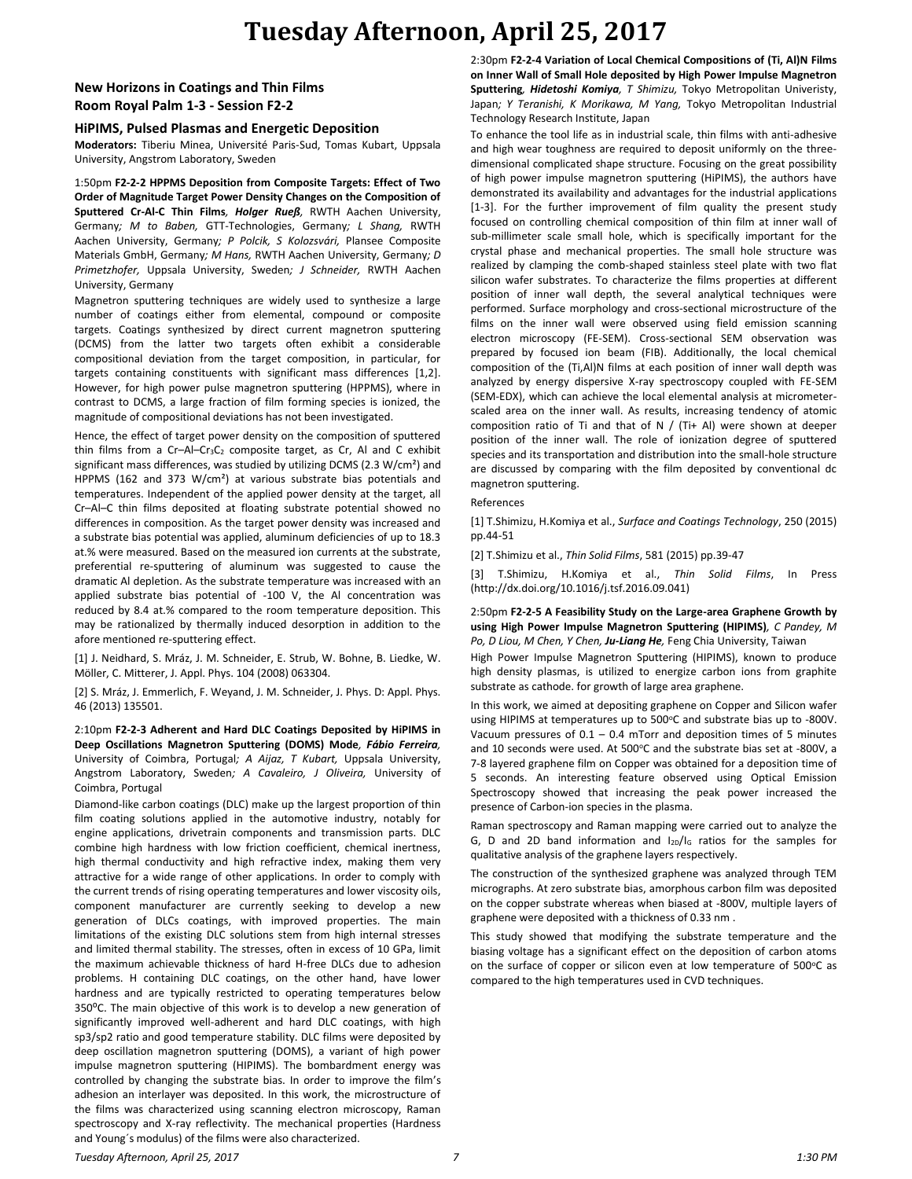# Tuesday Afternoon, April 25, 2017

## New Horizons in Coatings and Thin Films
## Room Royal Palm 1-3 - Session F2-2

### HiPIMS, Pulsed Plasmas and Energetic Deposition

**Moderators:** Tiberiu Minea, Université Paris-Sud, Tomas Kubart, Uppsala University, Angstrom Laboratory, Sweden

1:50pm **F2-2-2 HPPMS Deposition from Composite Targets: Effect of Two Order of Magnitude Target Power Density Changes on the Composition of Sputtered Cr-Al-C Thin Films**, ***Holger Rueß***, RWTH Aachen University, Germany*; M to Baben,* GTT-Technologies, Germany*; L Shang,* RWTH Aachen University, Germany*; P Polcik, S Kolozsvári,* Plansee Composite Materials GmbH, Germany*; M Hans,* RWTH Aachen University, Germany*; D Primetzhofer,* Uppsala University, Sweden*; J Schneider,* RWTH Aachen University, Germany

Magnetron sputtering techniques are widely used to synthesize a large number of coatings either from elemental, compound or composite targets. Coatings synthesized by direct current magnetron sputtering (DCMS) from the latter two targets often exhibit a considerable compositional deviation from the target composition, in particular, for targets containing constituents with significant mass differences [1,2]. However, for high power pulse magnetron sputtering (HPPMS), where in contrast to DCMS, a large fraction of film forming species is ionized, the magnitude of compositional deviations has not been investigated.

Hence, the effect of target power density on the composition of sputtered thin films from a Cr–Al–$Cr_3C_2$ composite target, as Cr, Al and C exhibit significant mass differences, was studied by utilizing DCMS (2.3 W/cm²) and HPPMS (162 and 373 W/cm²) at various substrate bias potentials and temperatures. Independent of the applied power density at the target, all Cr–Al–C thin films deposited at floating substrate potential showed no differences in composition. As the target power density was increased and a substrate bias potential was applied, aluminum deficiencies of up to 18.3 at.% were measured. Based on the measured ion currents at the substrate, preferential re-sputtering of aluminum was suggested to cause the dramatic Al depletion. As the substrate temperature was increased with an applied substrate bias potential of -100 V, the Al concentration was reduced by 8.4 at.% compared to the room temperature deposition. This may be rationalized by thermally induced desorption in addition to the afore mentioned re-sputtering effect.

[1] J. Neidhard, S. Mráz, J. M. Schneider, E. Strub, W. Bohne, B. Liedke, W. Möller, C. Mitterer, J. Appl. Phys. 104 (2008) 063304.

[2] S. Mráz, J. Emmerlich, F. Weyand, J. M. Schneider, J. Phys. D: Appl. Phys. 46 (2013) 135501.

2:10pm **F2-2-3 Adherent and Hard DLC Coatings Deposited by HiPIMS in Deep Oscillations Magnetron Sputtering (DOMS) Mode**, ***Fábio Ferreira***, University of Coimbra, Portugal*; A Aijaz, T Kubart,* Uppsala University, Angstrom Laboratory, Sweden*; A Cavaleiro, J Oliveira,* University of Coimbra, Portugal

Diamond-like carbon coatings (DLC) make up the largest proportion of thin film coating solutions applied in the automotive industry, notably for engine applications, drivetrain components and transmission parts. DLC combine high hardness with low friction coefficient, chemical inertness, high thermal conductivity and high refractive index, making them very attractive for a wide range of other applications. In order to comply with the current trends of rising operating temperatures and lower viscosity oils, component manufacturer are currently seeking to develop a new generation of DLCs coatings, with improved properties. The main limitations of the existing DLC solutions stem from high internal stresses and limited thermal stability. The stresses, often in excess of 10 GPa, limit the maximum achievable thickness of hard H-free DLCs due to adhesion problems. H containing DLC coatings, on the other hand, have lower hardness and are typically restricted to operating temperatures below 350ºC. The main objective of this work is to develop a new generation of significantly improved well-adherent and hard DLC coatings, with high sp3/sp2 ratio and good temperature stability. DLC films were deposited by deep oscillation magnetron sputtering (DOMS), a variant of high power impulse magnetron sputtering (HIPIMS). The bombardment energy was controlled by changing the substrate bias. In order to improve the film's adhesion an interlayer was deposited. In this work, the microstructure of the films was characterized using scanning electron microscopy, Raman spectroscopy and X-ray reflectivity. The mechanical properties (Hardness and Young´s modulus) of the films were also characterized.

2:30pm **F2-2-4 Variation of Local Chemical Compositions of (Ti, Al)N Films on Inner Wall of Small Hole deposited by High Power Impulse Magnetron Sputtering**, ***Hidetoshi Komiya***, *T Shimizu,* Tokyo Metropolitan Univeristy, Japan*; Y Teranishi, K Morikawa, M Yang,* Tokyo Metropolitan Industrial Technology Research Institute, Japan

To enhance the tool life as in industrial scale, thin films with anti-adhesive and high wear toughness are required to deposit uniformly on the three-dimensional complicated shape structure. Focusing on the great possibility of high power impulse magnetron sputtering (HiPIMS), the authors have demonstrated its availability and advantages for the industrial applications [1-3]. For the further improvement of film quality the present study focused on controlling chemical composition of thin film at inner wall of sub-millimeter scale small hole, which is specifically important for the crystal phase and mechanical properties. The small hole structure was realized by clamping the comb-shaped stainless steel plate with two flat silicon wafer substrates. To characterize the films properties at different position of inner wall depth, the several analytical techniques were performed. Surface morphology and cross-sectional microstructure of the films on the inner wall were observed using field emission scanning electron microscopy (FE-SEM). Cross-sectional SEM observation was prepared by focused ion beam (FIB). Additionally, the local chemical composition of the (Ti,Al)N films at each position of inner wall depth was analyzed by energy dispersive X-ray spectroscopy coupled with FE-SEM (SEM-EDX), which can achieve the local elemental analysis at micrometer-scaled area on the inner wall. As results, increasing tendency of atomic composition ratio of Ti and that of N / (Ti+ Al) were shown at deeper position of the inner wall. The role of ionization degree of sputtered species and its transportation and distribution into the small-hole structure are discussed by comparing with the film deposited by conventional dc magnetron sputtering.

References

[1] T.Shimizu, H.Komiya et al., *Surface and Coatings Technology*, 250 (2015) pp.44-51

[2] T.Shimizu et al., *Thin Solid Films*, 581 (2015) pp.39-47

[3] T.Shimizu, H.Komiya et al., *Thin Solid Films*, In Press (http://dx.doi.org/10.1016/j.tsf.2016.09.041)

2:50pm **F2-2-5 A Feasibility Study on the Large-area Graphene Growth by using High Power Impulse Magnetron Sputtering (HIPIMS)**, *C Pandey, M Po, D Liou, M Chen, Y Chen,* ***Ju-Liang He***, Feng Chia University, Taiwan

High Power Impulse Magnetron Sputtering (HIPIMS), known to produce high density plasmas, is utilized to energize carbon ions from graphite substrate as cathode. for growth of large area graphene.

In this work, we aimed at depositing graphene on Copper and Silicon wafer using HIPIMS at temperatures up to 500°C and substrate bias up to -800V. Vacuum pressures of 0.1 – 0.4 mTorr and deposition times of 5 minutes and 10 seconds were used. At 500°C and the substrate bias set at -800V, a 7-8 layered graphene film on Copper was obtained for a deposition time of 5 seconds. An interesting feature observed using Optical Emission Spectroscopy showed that increasing the peak power increased the presence of Carbon-ion species in the plasma.

Raman spectroscopy and Raman mapping were carried out to analyze the G, D and 2D band information and $I_{2D}/I_G$ ratios for the samples for qualitative analysis of the graphene layers respectively.

The construction of the synthesized graphene was analyzed through TEM micrographs. At zero substrate bias, amorphous carbon film was deposited on the copper substrate whereas when biased at -800V, multiple layers of graphene were deposited with a thickness of 0.33 nm .

This study showed that modifying the substrate temperature and the biasing voltage has a significant effect on the deposition of carbon atoms on the surface of copper or silicon even at low temperature of 500°C as compared to the high temperatures used in CVD techniques.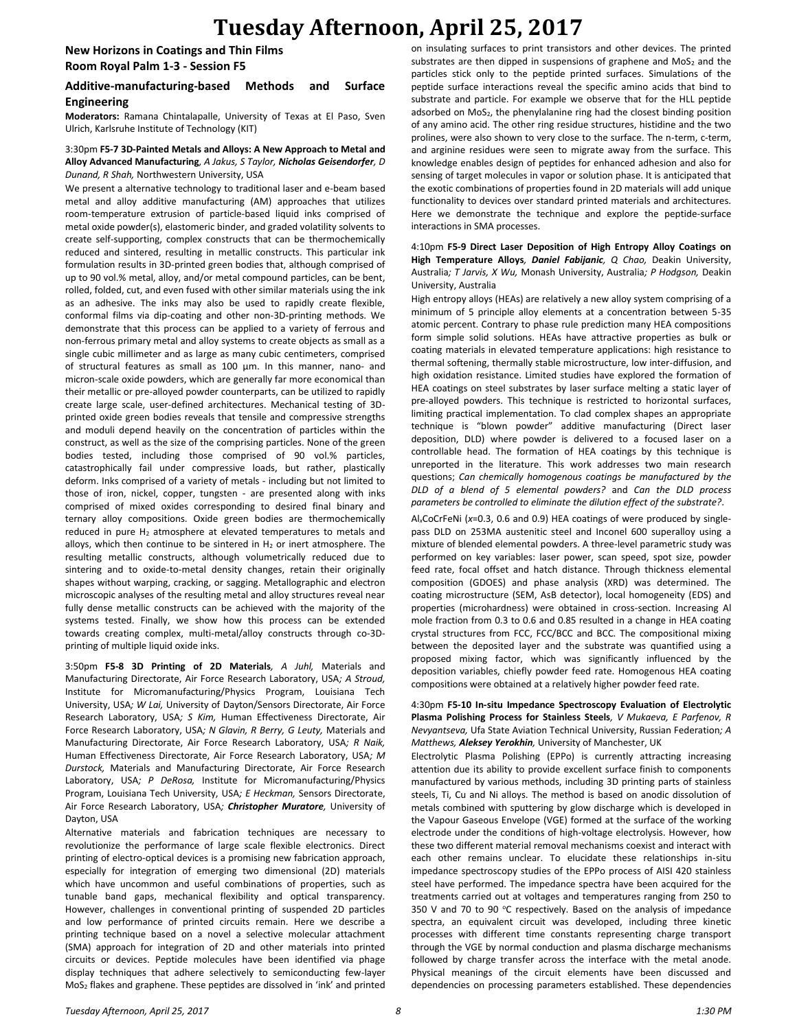# Tuesday Afternoon, April 25, 2017

## New Horizons in Coatings and Thin Films
## Room Royal Palm 1-3 - Session F5

### Additive-manufacturing-based Methods and Surface Engineering

**Moderators:** Ramana Chintalapalle, University of Texas at El Paso, Sven Ulrich, Karlsruhe Institute of Technology (KIT)

3:30pm **F5-7 3D-Painted Metals and Alloys: A New Approach to Metal and Alloy Advanced Manufacturing**, *A Jakus, S Taylor, **Nicholas Geisendorfer**, D Dunand, R Shah,* Northwestern University, USA

We present a alternative technology to traditional laser and e-beam based metal and alloy additive manufacturing (AM) approaches that utilizes room-temperature extrusion of particle-based liquid inks comprised of metal oxide powder(s), elastomeric binder, and graded volatility solvents to create self-supporting, complex constructs that can be thermochemically reduced and sintered, resulting in metallic constructs. This particular ink formulation results in 3D-printed green bodies that, although comprised of up to 90 vol.% metal, alloy, and/or metal compound particles, can be bent, rolled, folded, cut, and even fused with other similar materials using the ink as an adhesive. The inks may also be used to rapidly create flexible, conformal films via dip-coating and other non-3D-printing methods. We demonstrate that this process can be applied to a variety of ferrous and non-ferrous primary metal and alloy systems to create objects as small as a single cubic millimeter and as large as many cubic centimeters, comprised of structural features as small as 100 µm. In this manner, nano- and micron-scale oxide powders, which are generally far more economical than their metallic or pre-alloyed powder counterparts, can be utilized to rapidly create large scale, user-defined architectures. Mechanical testing of 3D-printed oxide green bodies reveals that tensile and compressive strengths and moduli depend heavily on the concentration of particles within the construct, as well as the size of the comprising particles. None of the green bodies tested, including those comprised of 90 vol.% particles, catastrophically fail under compressive loads, but rather, plastically deform. Inks comprised of a variety of metals - including but not limited to those of iron, nickel, copper, tungsten - are presented along with inks comprised of mixed oxides corresponding to desired final binary and ternary alloy compositions. Oxide green bodies are thermochemically reduced in pure $H_2$ atmosphere at elevated temperatures to metals and alloys, which then continue to be sintered in $H_2$ or inert atmosphere. The resulting metallic constructs, although volumetrically reduced due to sintering and to oxide-to-metal density changes, retain their originally shapes without warping, cracking, or sagging. Metallographic and electron microscopic analyses of the resulting metal and alloy structures reveal near fully dense metallic constructs can be achieved with the majority of the systems tested. Finally, we show how this process can be extended towards creating complex, multi-metal/alloy constructs through co-3D-printing of multiple liquid oxide inks.

3:50pm **F5-8 3D Printing of 2D Materials**, *A Juhl,* Materials and Manufacturing Directorate, Air Force Research Laboratory, USA*; A Stroud,* Institute for Micromanufacturing/Physics Program, Louisiana Tech University, USA*; W Lai,* University of Dayton/Sensors Directorate, Air Force Research Laboratory, USA*; S Kim,* Human Effectiveness Directorate, Air Force Research Laboratory, USA*; N Glavin, R Berry, G Leuty,* Materials and Manufacturing Directorate, Air Force Research Laboratory, USA*; R Naik,* Human Effectiveness Directorate, Air Force Research Laboratory, USA*; M Durstock,* Materials and Manufacturing Directorate, Air Force Research Laboratory, USA*; P DeRosa,* Institute for Micromanufacturing/Physics Program, Louisiana Tech University, USA*; E Heckman,* Sensors Directorate, Air Force Research Laboratory, USA*; **Christopher Muratore**,* University of Dayton, USA

Alternative materials and fabrication techniques are necessary to revolutionize the performance of large scale flexible electronics. Direct printing of electro-optical devices is a promising new fabrication approach, especially for integration of emerging two dimensional (2D) materials which have uncommon and useful combinations of properties, such as tunable band gaps, mechanical flexibility and optical transparency. However, challenges in conventional printing of suspended 2D particles and low performance of printed circuits remain. Here we describe a printing technique based on a novel a selective molecular attachment (SMA) approach for integration of 2D and other materials into printed circuits or devices. Peptide molecules have been identified via phage display techniques that adhere selectively to semiconducting few-layer $MoS_2$ flakes and graphene. These peptides are dissolved in 'ink' and printed on insulating surfaces to print transistors and other devices. The printed substrates are then dipped in suspensions of graphene and $MoS_2$ and the particles stick only to the peptide printed surfaces. Simulations of the peptide surface interactions reveal the specific amino acids that bind to substrate and particle. For example we observe that for the HLL peptide adsorbed on $MoS_2$, the phenylalanine ring had the closest binding position of any amino acid. The other ring residue structures, histidine and the two prolines, were also shown to very close to the surface. The n-term, c-term, and arginine residues were seen to migrate away from the surface. This knowledge enables design of peptides for enhanced adhesion and also for sensing of target molecules in vapor or solution phase. It is anticipated that the exotic combinations of properties found in 2D materials will add unique functionality to devices over standard printed materials and architectures. Here we demonstrate the technique and explore the peptide-surface interactions in SMA processes.

4:10pm **F5-9 Direct Laser Deposition of High Entropy Alloy Coatings on High Temperature Alloys**, ***Daniel Fabijanic**, Q Chao,* Deakin University, Australia*; T Jarvis, X Wu,* Monash University, Australia*; P Hodgson,* Deakin University, Australia

High entropy alloys (HEAs) are relatively a new alloy system comprising of a minimum of 5 principle alloy elements at a concentration between 5-35 atomic percent. Contrary to phase rule prediction many HEA compositions form simple solid solutions. HEAs have attractive properties as bulk or coating materials in elevated temperature applications: high resistance to thermal softening, thermally stable microstructure, low inter-diffusion, and high oxidation resistance. Limited studies have explored the formation of HEA coatings on steel substrates by laser surface melting a static layer of pre-alloyed powders. This technique is restricted to horizontal surfaces, limiting practical implementation. To clad complex shapes an appropriate technique is "blown powder" additive manufacturing (Direct laser deposition, DLD) where powder is delivered to a focused laser on a controllable head. The formation of HEA coatings by this technique is unreported in the literature. This work addresses two main research questions; *Can chemically homogenous coatings be manufactured by the DLD of a blend of 5 elemental powders?* and *Can the DLD process parameters be controlled to eliminate the dilution effect of the substrate?*.

$Al_xCoCrFeNi$ ($x$=0.3, 0.6 and 0.9) HEA coatings of were produced by single-pass DLD on 253MA austenitic steel and Inconel 600 superalloy using a mixture of blended elemental powders. A three-level parametric study was performed on key variables: laser power, scan speed, spot size, powder feed rate, focal offset and hatch distance. Through thickness elemental composition (GDOES) and phase analysis (XRD) was determined. The coating microstructure (SEM, AsB detector), local homogeneity (EDS) and properties (microhardness) were obtained in cross-section. Increasing Al mole fraction from 0.3 to 0.6 and 0.85 resulted in a change in HEA coating crystal structures from FCC, FCC/BCC and BCC. The compositional mixing between the deposited layer and the substrate was quantified using a proposed mixing factor, which was significantly influenced by the deposition variables, chiefly powder feed rate. Homogenous HEA coating compositions were obtained at a relatively higher powder feed rate.

4:30pm **F5-10 In-situ Impedance Spectroscopy Evaluation of Electrolytic Plasma Polishing Process for Stainless Steels**, *V Mukaeva, E Parfenov, R Nevyantseva,* Ufa State Aviation Technical University, Russian Federation*; A Matthews, **Aleksey Yerokhin**,* University of Manchester, UK

Electrolytic Plasma Polishing (EPPo) is currently attracting increasing attention due its ability to provide excellent surface finish to components manufactured by various methods, including 3D printing parts of stainless steels, Ti, Cu and Ni alloys. The method is based on anodic dissolution of metals combined with sputtering by glow discharge which is developed in the Vapour Gaseous Envelope (VGE) formed at the surface of the working electrode under the conditions of high-voltage electrolysis. However, how these two different material removal mechanisms coexist and interact with each other remains unclear. To elucidate these relationships in-situ impedance spectroscopy studies of the EPPo process of AISI 420 stainless steel have performed. The impedance spectra have been acquired for the treatments carried out at voltages and temperatures ranging from 250 to 350 V and 70 to 90 °C respectively. Based on the analysis of impedance spectra, an equivalent circuit was developed, including three kinetic processes with different time constants representing charge transport through the VGE by normal conduction and plasma discharge mechanisms followed by charge transfer across the interface with the metal anode. Physical meanings of the circuit elements have been discussed and dependencies on processing parameters established. These dependencies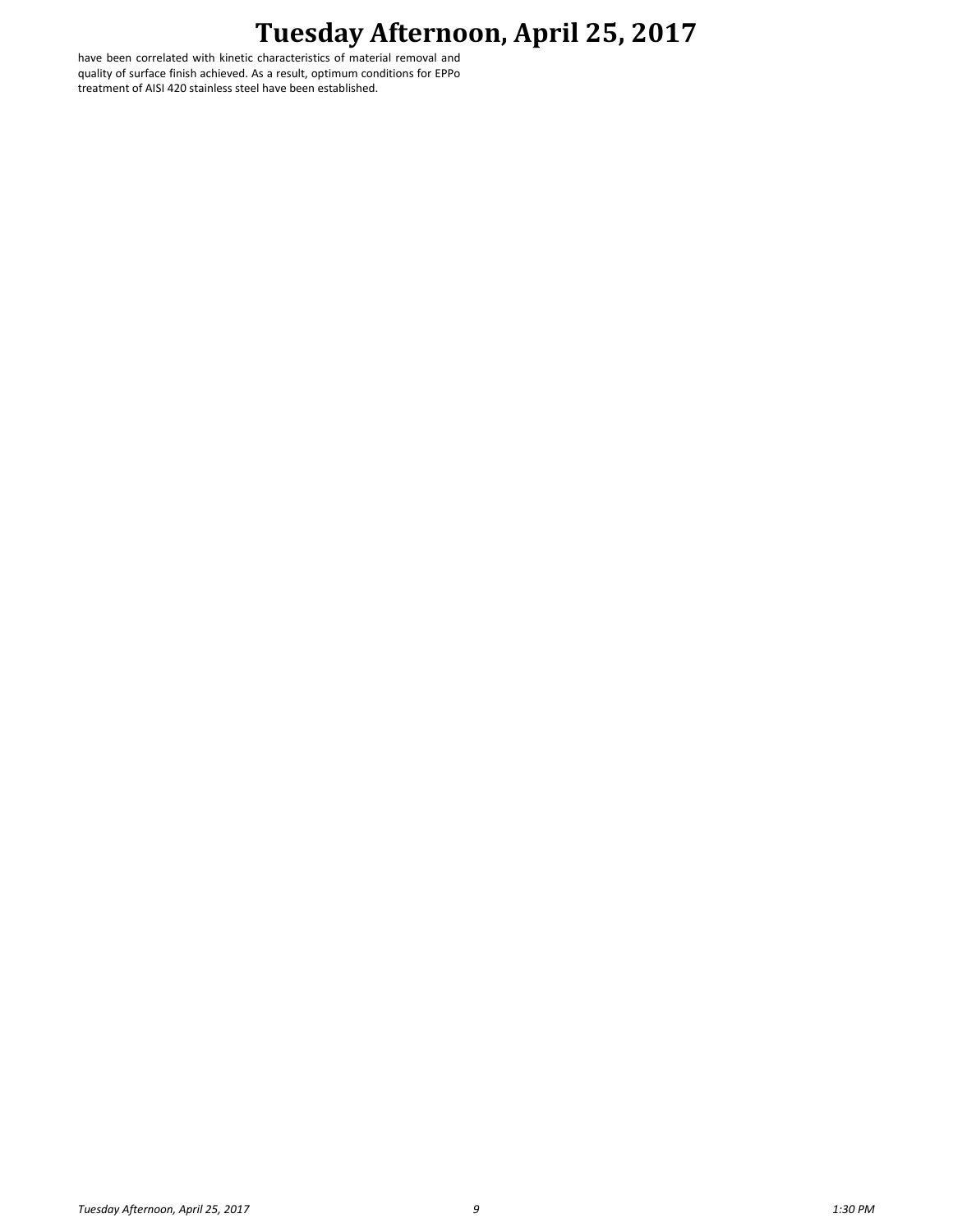have been correlated with kinetic characteristics of material removal and quality of surface finish achieved. As a result, optimum conditions for EPPo treatment of AISI 420 stainless steel have been established.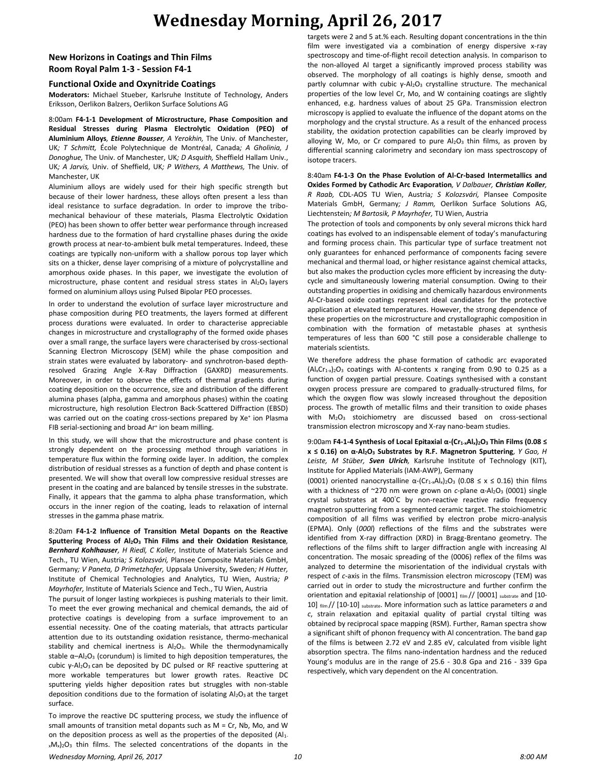# Wednesday Morning, April 26, 2017

## New Horizons in Coatings and Thin Films
## Room Royal Palm 1-3 - Session F4-1

### Functional Oxide and Oxynitride Coatings

**Moderators:** Michael Stueber, Karlsruhe Institute of Technology, Anders Eriksson, Oerlikon Balzers, Oerlikon Surface Solutions AG

8:00am **F4-1-1 Development of Microstructure, Phase Composition and Residual Stresses during Plasma Electrolytic Oxidation (PEO) of Aluminium Alloys**, ***Etienne Bousser**, A Yerokhin,* The Univ. of Manchester, UK*; T Schmitt,* École Polytechnique de Montréal, Canada*; A Gholinia, J Donoghue,* The Univ. of Manchester, UK*; D Asquith,* Sheffield Hallam Univ., UK*; A Jarvis,* Univ. of Sheffield, UK*; P Withers, A Matthews,* The Univ. of Manchester, UK

Aluminium alloys are widely used for their high specific strength but because of their lower hardness, these alloys often present a less than ideal resistance to surface degradation. In order to improve the tribo-mechanical behaviour of these materials, Plasma Electrolytic Oxidation (PEO) has been shown to offer better wear performance through increased hardness due to the formation of hard crystalline phases during the oxide growth process at near-to-ambient bulk metal temperatures. Indeed, these coatings are typically non-uniform with a shallow porous top layer which sits on a thicker, dense layer comprising of a mixture of polycrystalline and amorphous oxide phases. In this paper, we investigate the evolution of microstructure, phase content and residual stress states in $Al_2O_3$ layers formed on aluminium alloys using Pulsed Bipolar PEO processes.

In order to understand the evolution of surface layer microstructure and phase composition during PEO treatments, the layers formed at different process durations were evaluated. In order to characterise appreciable changes in microstructure and crystallography of the formed oxide phases over a small range, the surface layers were characterised by cross-sectional Scanning Electron Microscopy (SEM) while the phase composition and strain states were evaluated by laboratory- and synchrotron-based depth-resolved Grazing Angle X-Ray Diffraction (GAXRD) measurements. Moreover, in order to observe the effects of thermal gradients during coating deposition on the occurrence, size and distribution of the different alumina phases (alpha, gamma and amorphous phases) within the coating microstructure, high resolution Electron Back-Scattered Diffraction (EBSD) was carried out on the coating cross-sections prepared by $Xe^+$ ion Plasma FIB serial-sectioning and broad $Ar^+$ ion beam milling.

In this study, we will show that the microstructure and phase content is strongly dependent on the processing method through variations in temperature flux within the forming oxide layer. In addition, the complex distribution of residual stresses as a function of depth and phase content is presented. We will show that overall low compressive residual stresses are present in the coating and are balanced by tensile stresses in the substrate. Finally, it appears that the gamma to alpha phase transformation, which occurs in the inner region of the coating, leads to relaxation of internal stresses in the gamma phase matrix.

8:20am **F4-1-2 Influence of Transition Metal Dopants on the Reactive Sputtering Process of $Al_2O_3$ Thin Films and their Oxidation Resistance**, ***Bernhard Kohlhauser**, H Riedl, C Koller,* Institute of Materials Science and Tech., TU Wien, Austria*; S Kolozsvári,* Plansee Composite Materials GmbH, Germany*; V Paneta, D Primetzhofer,* Uppsala University, Sweden*; H Hutter,* Institute of Chemical Technologies and Analytics, TU Wien, Austria*; P Mayrhofer,* Institute of Materials Science and Tech., TU Wien, Austria

The pursuit of longer lasting workpieces is pushing materials to their limit. To meet the ever growing mechanical and chemical demands, the aid of protective coatings is developing from a surface improvement to an essential necessity. One of the coating materials, that attracts particular attention due to its outstanding oxidation resistance, thermo-mechanical stability and chemical inertness is $Al_2O_3$. While the thermodynamically stable $\alpha$–$Al_2O_3$ (corundum) is limited to high deposition temperatures, the cubic $\gamma$-$Al_2O_3$ can be deposited by DC pulsed or RF reactive sputtering at more workable temperatures but lower growth rates. Reactive DC sputtering yields higher deposition rates but struggles with non-stable deposition conditions due to the formation of isolating $Al_2O_3$ at the target surface.

To improve the reactive DC sputtering process, we study the influence of small amounts of transition metal dopants such as M = Cr, Nb, Mo, and W on the deposition process as well as the properties of the deposited $(Al_{1-x}M_x)_2O_3$ thin films. The selected concentrations of the dopants in the targets were 2 and 5 at.% each. Resulting dopant concentrations in the thin film were investigated via a combination of energy dispersive x-ray spectroscopy and time-of-flight recoil detection analysis. In comparison to the non-alloyed Al target a significantly improved process stability was observed. The morphology of all coatings is highly dense, smooth and partly columnar with cubic $\gamma$-$Al_2O_3$ crystalline structure. The mechanical properties of the low level Cr, Mo, and W containing coatings are slightly enhanced, e.g. hardness values of about 25 GPa. Transmission electron microscopy is applied to evaluate the influence of the dopant atoms on the morphology and the crystal structure. As a result of the enhanced process stability, the oxidation protection capabilities can be clearly improved by alloying W, Mo, or Cr compared to pure $Al_2O_3$ thin films, as proven by differential scanning calorimetry and secondary ion mass spectroscopy of isotope tracers.

8:40am **F4-1-3 On the Phase Evolution of Al-Cr-based Intermetallics and Oxides Formed by Cathodic Arc Evaporation**, *V Dalbauer, **Christian Koller**, R Raab,* CDL-AOS TU Wien, Austria*; S Kolozsvári,* Plansee Composite Materials GmbH, Germany*; J Ramm,* Oerlikon Surface Solutions AG, Liechtenstein*; M Bartosik, P Mayrhofer,* TU Wien, Austria

The protection of tools and components by only several microns thick hard coatings has evolved to an indispensable element of today's manufacturing and forming process chain. This particular type of surface treatment not only guarantees for enhanced performance of components facing severe mechanical and thermal load, or higher resistance against chemical attacks, but also makes the production cycles more efficient by increasing the duty-cycle and simultaneously lowering material consumption. Owing to their outstanding properties in oxidising and chemically hazardous environments Al-Cr-based oxide coatings represent ideal candidates for the protective application at elevated temperatures. However, the strong dependence of these properties on the microstructure and crystallographic composition in combination with the formation of metastable phases at synthesis temperatures of less than 600 °C still pose a considerable challenge to materials scientists.

We therefore address the phase formation of cathodic arc evaporated $(Al_xCr_{1-x})_2O_3$ coatings with Al-contents x ranging from 0.90 to 0.25 as a function of oxygen partial pressure. Coatings synthesised with a constant oxygen process pressure are compared to gradually-structured films, for which the oxygen flow was slowly increased throughout the deposition process. The growth of metallic films and their transition to oxide phases with $M_2O_3$ stoichiometry are discussed based on cross-sectional transmission electron microscopy and X-ray nano-beam studies.

9:00am **F4-1-4 Synthesis of Local Epitaxial $\alpha$-$(Cr_{1-x}Al_x)_2O_3$ Thin Films ($0.08 \leq x \leq 0.16$) on $\alpha$-$Al_2O_3$ Substrates by R.F. Magnetron Sputtering**, *Y Gao, H Leiste, M Stüber, **Sven Ulrich**,* Karlsruhe Institute of Technology (KIT), Institute for Applied Materials (IAM-AWP), Germany

(0001) oriented nanocrystalline $\alpha$-$(Cr_{1-x}Al_x)_2O_3$ ($0.08 \leq x \leq 0.16$) thin films with a thickness of ~270 nm were grown on *c*-plane $\alpha$-$Al_2O_3$ (0001) single crystal substrates at 400°C by non-reactive reactive radio frequency magnetron sputtering from a segmented ceramic target. The stoichiometric composition of all films was verified by electron probe micro-analysis (EPMA). Only (*000l*) reflections of the films and the substrates were identified from X-ray diffraction (XRD) in Bragg-Brentano geometry. The reflections of the films shift to larger diffraction angle with increasing Al concentration. The mosaic spreading of the (0006) reflex of the films was analyzed to determine the misorientation of the individual crystals with respect of *c*-axis in the films. Transmission electron microscopy (TEM) was carried out in order to study the microstructure and further confirm the orientation and epitaxial relationship of $[0001]_{film}$ // $[0001]_{substrate}$ and $[10\text{-}10]_{film}$ // $[10\text{-}10]_{substrate}$. More information such as lattice parameters *a* and *c*, strain relaxation and epitaxial quality of partial crystal tilting was obtained by reciprocal space mapping (RSM). Further, Raman spectra show a significant shift of phonon frequency with Al concentration. The band gap of the films is between 2.72 eV and 2.85 eV, calculated from visible light absorption spectra. The films nano-indentation hardness and the reduced Young's modulus are in the range of 25.6 - 30.8 Gpa and 216 - 339 Gpa respectively, which vary dependent on the Al concentration.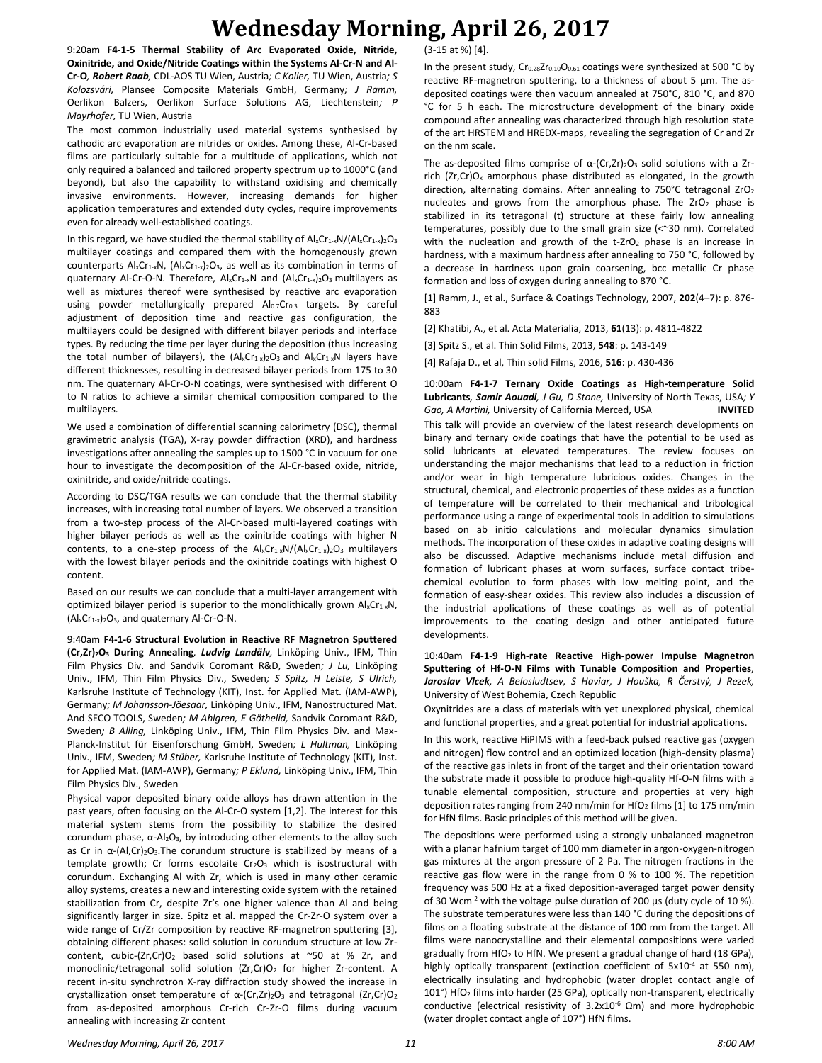# Wednesday Morning, April 26, 2017

9:20am **F4-1-5 Thermal Stability of Arc Evaporated Oxide, Nitride, Oxinitride, and Oxide/Nitride Coatings within the Systems Al-Cr-N and Al-Cr-O**, ***Robert Raab***, CDL-AOS TU Wien, Austria*; C Koller,* TU Wien, Austria*; S Kolozsvári,* Plansee Composite Materials GmbH, Germany*; J Ramm,* Oerlikon Balzers, Oerlikon Surface Solutions AG, Liechtenstein*; P Mayrhofer,* TU Wien, Austria

The most common industrially used material systems synthesised by cathodic arc evaporation are nitrides or oxides. Among these, Al-Cr-based films are particularly suitable for a multitude of applications, which not only required a balanced and tailored property spectrum up to 1000°C (and beyond), but also the capability to withstand oxidising and chemically invasive environments. However, increasing demands for higher application temperatures and extended duty cycles, require improvements even for already well-established coatings.

In this regard, we have studied the thermal stability of $Al_xCr_{1-x}N/(Al_xCr_{1-x})_2O_3$ multilayer coatings and compared them with the homogenously grown counterparts $Al_xCr_{1-x}N$, $(Al_xCr_{1-x})_2O_3$, as well as its combination in terms of quaternary Al-Cr-O-N. Therefore, $Al_xCr_{1-x}N$ and $(Al_xCr_{1-x})_2O_3$ multilayers as well as mixtures thereof were synthesised by reactive arc evaporation using powder metallurgically prepared $Al_{0.7}Cr_{0.3}$ targets. By careful adjustment of deposition time and reactive gas configuration, the multilayers could be designed with different bilayer periods and interface types. By reducing the time per layer during the deposition (thus increasing the total number of bilayers), the $(Al_xCr_{1-x})_2O_3$ and $Al_xCr_{1-x}N$ layers have different thicknesses, resulting in decreased bilayer periods from 175 to 30 nm. The quaternary Al-Cr-O-N coatings, were synthesised with different O to N ratios to achieve a similar chemical composition compared to the multilayers.

We used a combination of differential scanning calorimetry (DSC), thermal gravimetric analysis (TGA), X-ray powder diffraction (XRD), and hardness investigations after annealing the samples up to 1500 °C in vacuum for one hour to investigate the decomposition of the Al-Cr-based oxide, nitride, oxinitride, and oxide/nitride coatings.

According to DSC/TGA results we can conclude that the thermal stability increases, with increasing total number of layers. We observed a transition from a two-step process of the Al-Cr-based multi-layered coatings with higher bilayer periods as well as the oxinitride coatings with higher N contents, to a one-step process of the $Al_xCr_{1-x}N/(Al_xCr_{1-x})_2O_3$ multilayers with the lowest bilayer periods and the oxinitride coatings with highest O content.

Based on our results we can conclude that a multi-layer arrangement with optimized bilayer period is superior to the monolithically grown $Al_xCr_{1-x}N$, $(Al_xCr_{1-x})_2O_3$, and quaternary Al-Cr-O-N.

9:40am **F4-1-6 Structural Evolution in Reactive RF Magnetron Sputtered $(Cr,Zr)_2O_3$ During Annealing**, ***Ludvig Landälv***, Linköping Univ., IFM, Thin Film Physics Div. and Sandvik Coromant R&D, Sweden*; J Lu,* Linköping Univ., IFM, Thin Film Physics Div., Sweden*; S Spitz, H Leiste, S Ulrich,* Karlsruhe Institute of Technology (KIT), Inst. for Applied Mat. (IAM-AWP), Germany*; M Johansson-Jõesaar,* Linköping Univ., IFM, Nanostructured Mat. And SECO TOOLS, Sweden*; M Ahlgren, E Göthelid,* Sandvik Coromant R&D, Sweden*; B Alling,* Linköping Univ., IFM, Thin Film Physics Div. and Max-Planck-Institut für Eisenforschung GmbH, Sweden*; L Hultman,* Linköping Univ., IFM, Sweden*; M Stüber,* Karlsruhe Institute of Technology (KIT), Inst. for Applied Mat. (IAM-AWP), Germany*; P Eklund,* Linköping Univ., IFM, Thin Film Physics Div., Sweden

Physical vapor deposited binary oxide alloys has drawn attention in the past years, often focusing on the Al-Cr-O system [1,2]. The interest for this material system stems from the possibility to stabilize the desired corundum phase, $\alpha$-$Al_2O_3$, by introducing other elements to the alloy such as Cr in $\alpha$-$(Al,Cr)_2O_3$.The corundum structure is stabilized by means of a template growth; Cr forms escolaite $Cr_2O_3$ which is isostructural with corundum. Exchanging Al with Zr, which is used in many other ceramic alloy systems, creates a new and interesting oxide system with the retained stabilization from Cr, despite Zr's one higher valence than Al and being significantly larger in size. Spitz et al. mapped the Cr-Zr-O system over a wide range of Cr/Zr composition by reactive RF-magnetron sputtering [3], obtaining different phases: solid solution in corundum structure at low Zr-content, cubic-$(Zr,Cr)O_2$ based solid solutions at ~50 at % Zr, and monoclinic/tetragonal solid solution $(Zr,Cr)O_2$ for higher Zr-content. A recent in-situ synchrotron X-ray diffraction study showed the increase in crystallization onset temperature of $\alpha$-$(Cr,Zr)_2O_3$ and tetragonal $(Zr,Cr)O_2$ from as-deposited amorphous Cr-rich Cr-Zr-O films during vacuum annealing with increasing Zr content (3-15 at %) [4].

In the present study, $Cr_{0.28}Zr_{0.10}O_{0.61}$ coatings were synthesized at 500 °C by reactive RF-magnetron sputtering, to a thickness of about 5 µm. The as-deposited coatings were then vacuum annealed at 750°C, 810 °C, and 870 °C for 5 h each. The microstructure development of the binary oxide compound after annealing was characterized through high resolution state of the art HRSTEM and HREDX-maps, revealing the segregation of Cr and Zr on the nm scale.

The as-deposited films comprise of $\alpha$-$(Cr,Zr)_2O_3$ solid solutions with a Zr-rich $(Zr,Cr)O_x$ amorphous phase distributed as elongated, in the growth direction, alternating domains. After annealing to 750°C tetragonal $ZrO_2$ nucleates and grows from the amorphous phase. The $ZrO_2$ phase is stabilized in its tetragonal (t) structure at these fairly low annealing temperatures, possibly due to the small grain size (<~30 nm). Correlated with the nucleation and growth of the t-$ZrO_2$ phase is an increase in hardness, with a maximum hardness after annealing to 750 °C, followed by a decrease in hardness upon grain coarsening, bcc metallic Cr phase formation and loss of oxygen during annealing to 870 °C.

[1] Ramm, J., et al., Surface & Coatings Technology, 2007, **202**(4–7): p. 876-883

[2] Khatibi, A., et al. Acta Materialia, 2013, **61**(13): p. 4811-4822

[3] Spitz S., et al. Thin Solid Films, 2013, **548**: p. 143-149

[4] Rafaja D., et al, Thin solid Films, 2016, **516**: p. 430-436

10:00am **F4-1-7 Ternary Oxide Coatings as High-temperature Solid Lubricants**, ***Samir Aouadi***, *J Gu, D Stone,* University of North Texas, USA*; Y Gao, A Martini,* University of California Merced, USA **INVITED**

This talk will provide an overview of the latest research developments on binary and ternary oxide coatings that have the potential to be used as solid lubricants at elevated temperatures. The review focuses on understanding the major mechanisms that lead to a reduction in friction and/or wear in high temperature lubricious oxides. Changes in the structural, chemical, and electronic properties of these oxides as a function of temperature will be correlated to their mechanical and tribological performance using a range of experimental tools in addition to simulations based on ab initio calculations and molecular dynamics simulation methods. The incorporation of these oxides in adaptive coating designs will also be discussed. Adaptive mechanisms include metal diffusion and formation of lubricant phases at worn surfaces, surface contact tribe-chemical evolution to form phases with low melting point, and the formation of easy-shear oxides. This review also includes a discussion of the industrial applications of these coatings as well as of potential improvements to the coating design and other anticipated future developments.

10:40am **F4-1-9 High-rate Reactive High-power Impulse Magnetron Sputtering of Hf-O-N Films with Tunable Composition and Properties**, ***Jaroslav Vlcek***, *A Belosludtsev, S Haviar, R Houška, R Čerstvý, J Rezek,* University of West Bohemia, Czech Republic

Oxynitrides are a class of materials with yet unexplored physical, chemical and functional properties, and a great potential for industrial applications.

In this work, reactive HiPIMS with a feed-back pulsed reactive gas (oxygen and nitrogen) flow control and an optimized location (high-density plasma) of the reactive gas inlets in front of the target and their orientation toward the substrate made it possible to produce high-quality Hf-O-N films with a tunable elemental composition, structure and properties at very high deposition rates ranging from 240 nm/min for $HfO_2$ films [1] to 175 nm/min for HfN films. Basic principles of this method will be given.

The depositions were performed using a strongly unbalanced magnetron with a planar hafnium target of 100 mm diameter in argon-oxygen-nitrogen gas mixtures at the argon pressure of 2 Pa. The nitrogen fractions in the reactive gas flow were in the range from 0 % to 100 %. The repetition frequency was 500 Hz at a fixed deposition-averaged target power density of 30 $Wcm^{-2}$ with the voltage pulse duration of 200 µs (duty cycle of 10 %). The substrate temperatures were less than 140 °C during the depositions of films on a floating substrate at the distance of 100 mm from the target. All films were nanocrystalline and their elemental compositions were varied gradually from $HfO_2$ to HfN. We present a gradual change of hard (18 GPa), highly optically transparent (extinction coefficient of $5\times10^{-4}$ at 550 nm), electrically insulating and hydrophobic (water droplet contact angle of 101°) $HfO_2$ films into harder (25 GPa), optically non-transparent, electrically conductive (electrical resistivity of $3.2\times10^{-6}$ Ωm) and more hydrophobic (water droplet contact angle of 107°) HfN films.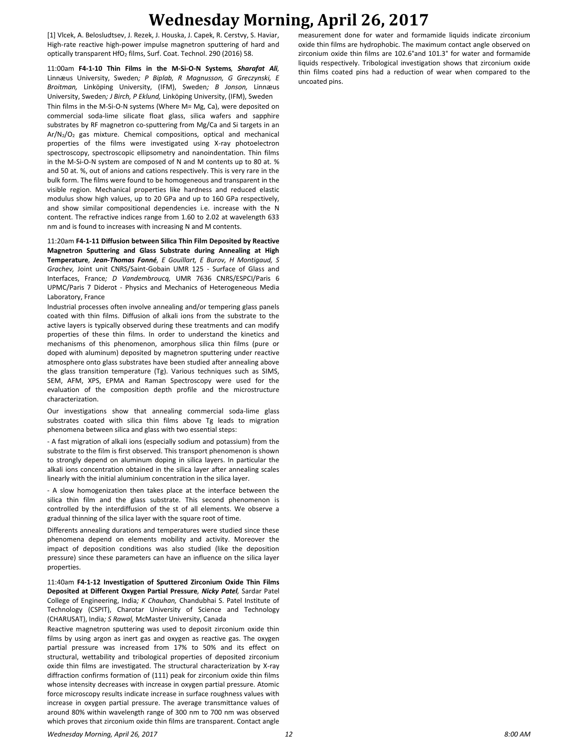[1] Vlcek, A. Belosludtsev, J. Rezek, J. Houska, J. Capek, R. Cerstvy, S. Haviar, High-rate reactive high-power impulse magnetron sputtering of hard and optically transparent $HfO_2$ films, Surf. Coat. Technol. 290 (2016) 58.

11:00am **F4-1-10 Thin Films in the M-Si-O-N Systems**, ***Sharafat Ali***, Linnæus University, Sweden*; P Biplab, R Magnusson, G Greczynski, E Broitman,* Linköping University, (IFM), Sweden*; B Jonson,* Linnæus University, Sweden*; J Birch, P Eklund,* Linköping University, (IFM), Sweden

Thin films in the M-Si-O-N systems (Where M= Mg, Ca), were deposited on commercial soda-lime silicate float glass, silica wafers and sapphire substrates by RF magnetron co-sputtering from Mg/Ca and Si targets in an $Ar/N_2/O_2$ gas mixture. Chemical compositions, optical and mechanical properties of the films were investigated using X-ray photoelectron spectroscopy, spectroscopic ellipsometry and nanoindentation. Thin films in the M-Si-O-N system are composed of N and M contents up to 80 at. % and 50 at. %, out of anions and cations respectively. This is very rare in the bulk form. The films were found to be homogeneous and transparent in the visible region. Mechanical properties like hardness and reduced elastic modulus show high values, up to 20 GPa and up to 160 GPa respectively, and show similar compositional dependencies i.e. increase with the N content. The refractive indices range from 1.60 to 2.02 at wavelength 633 nm and is found to increases with increasing N and M contents.

11:20am **F4-1-11 Diffusion between Silica Thin Film Deposited by Reactive Magnetron Sputtering and Glass Substrate during Annealing at High Temperature**, ***Jean-Thomas Fonné***, *E Gouillart, E Burov, H Montigaud, S Grachev,* Joint unit CNRS/Saint-Gobain UMR 125 - Surface of Glass and Interfaces, France*; D Vandembroucq,* UMR 7636 CNRS/ESPCI/Paris 6 UPMC/Paris 7 Diderot - Physics and Mechanics of Heterogeneous Media Laboratory, France

Industrial processes often involve annealing and/or tempering glass panels coated with thin films. Diffusion of alkali ions from the substrate to the active layers is typically observed during these treatments and can modify properties of these thin films. In order to understand the kinetics and mechanisms of this phenomenon, amorphous silica thin films (pure or doped with aluminum) deposited by magnetron sputtering under reactive atmosphere onto glass substrates have been studied after annealing above the glass transition temperature (Tg). Various techniques such as SIMS, SEM, AFM, XPS, EPMA and Raman Spectroscopy were used for the evaluation of the composition depth profile and the microstructure characterization.

Our investigations show that annealing commercial soda-lime glass substrates coated with silica thin films above Tg leads to migration phenomena between silica and glass with two essential steps:

- A fast migration of alkali ions (especially sodium and potassium) from the substrate to the film is first observed. This transport phenomenon is shown to strongly depend on aluminum doping in silica layers. In particular the alkali ions concentration obtained in the silica layer after annealing scales linearly with the initial aluminium concentration in the silica layer.

- A slow homogenization then takes place at the interface between the silica thin film and the glass substrate. This second phenomenon is controlled by the interdiffusion of the st of all elements. We observe a gradual thinning of the silica layer with the square root of time.

Differents annealing durations and temperatures were studied since these phenomena depend on elements mobility and activity. Moreover the impact of deposition conditions was also studied (like the deposition pressure) since these parameters can have an influence on the silica layer properties.

11:40am **F4-1-12 Investigation of Sputtered Zirconium Oxide Thin Films Deposited at Different Oxygen Partial Pressure**, ***Nicky Patel***, Sardar Patel College of Engineering, India*; K Chauhan,* Chandubhai S. Patel Institute of Technology (CSPIT), Charotar University of Science and Technology (CHARUSAT), India*; S Rawal,* McMaster University, Canada

Reactive magnetron sputtering was used to deposit zirconium oxide thin films by using argon as inert gas and oxygen as reactive gas. The oxygen partial pressure was increased from 17% to 50% and its effect on structural, wettability and tribological properties of deposited zirconium oxide thin films are investigated. The structural characterization by X-ray diffraction confirms formation of (111) peak for zirconium oxide thin films whose intensity decreases with increase in oxygen partial pressure. Atomic force microscopy results indicate increase in surface roughness values with increase in oxygen partial pressure. The average transmittance values of around 80% within wavelength range of 300 nm to 700 nm was observed which proves that zirconium oxide thin films are transparent. Contact angle measurement done for water and formamide liquids indicate zirconium oxide thin films are hydrophobic. The maximum contact angle observed on zirconium oxide thin films are 102.6°and 101.3° for water and formamide liquids respectively. Tribological investigation shows that zirconium oxide thin films coated pins had a reduction of wear when compared to the uncoated pins.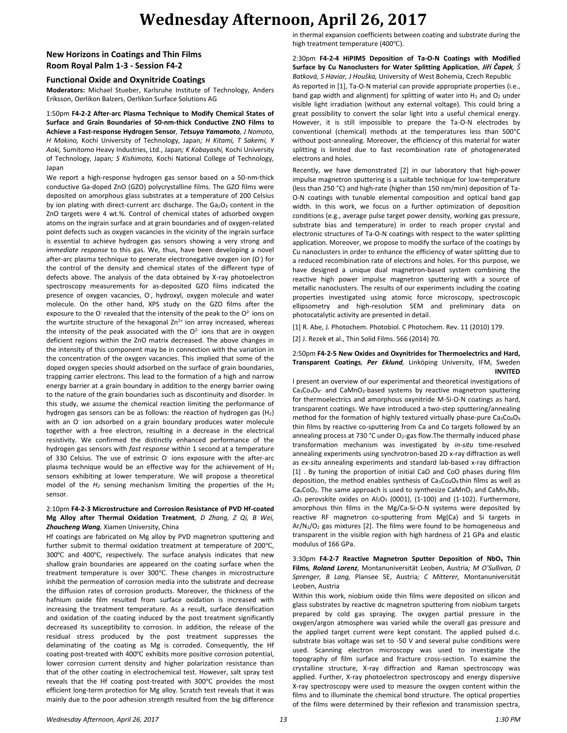# Wednesday Afternoon, April 26, 2017

## New Horizons in Coatings and Thin Films
## Room Royal Palm 1-3 - Session F4-2

### Functional Oxide and Oxynitride Coatings

**Moderators:** Michael Stueber, Karlsruhe Institute of Technology, Anders Eriksson, Oerlikon Balzers, Oerlikon Surface Solutions AG

1:50pm **F4-2-2 After-arc Plasma Technique to Modify Chemical States of Surface and Grain Boundaries of 50-nm-thick Conductive ZNO Films to Achieve a Fast-response Hydrogen Sensor**, ***Tetsuya Yamamoto**, J Nomoto, H Makino,* Kochi University of Technology, Japan*; H Kitami, T Sakemi, Y Aoki,* Sumitomo Heavy Industries, Ltd., Japan*; K Kobayashi,* Kochi University of Technology, Japan*; S Kishimoto,* Kochi National College of Technology, Japan

We report a high-response hydrogen gas sensor based on a 50-nm-thick conductive Ga-doped ZnO (GZO) polycrystalline films. The GZO films were deposited on amorphous glass substrates at a temperature of 200 Celsius by ion plating with direct-current arc discharge. The $Ga_2O_3$ content in the ZnO targets were 4 wt.%. Control of chemical states of adsorbed oxygen atoms on the ingrain surface and at grain boundaries and of oxygen-related point defects such as oxygen vacancies in the vicinity of the ingrain surface is essential to achieve hydrogen gas sensors showing a very strong and *immediate response* to this gas. We, thus, have been developing a novel after-arc plasma technique to generate electronegative oxygen ion ($O^-$) for the control of the density and chemical states of the different type of defects above. The analysis of the data obtained by X-ray photoelectron spectroscopy measurements for as-deposited GZO films indicated the presence of oxygen vacancies, $O^-$, hydroxyl, oxygen molecule and water molecule. On the other hand, XPS study on the GZO films after the exposure to the $O^-$ revealed that the intensity of the peak to the $O^{2-}$ ions on the wurtzite structure of the hexagonal $Zn^{2+}$ ion array increased, whereas the intensity of the peak associated with the $O^{2-}$ ions that are in oxygen deficient regions within the ZnO matrix decreased. The above changes in the intensity of this component may be in connection with the variation in the concentration of the oxygen vacancies. This implied that some of the doped oxygen species should adsorbed on the surface of grain boundaries, trapping carrier electrons. This lead to the formation of a high and narrow energy barrier at a grain boundary in addition to the energy barrier owing to the nature of the grain boundaries such as discontinuity and disorder. In this study, we assume the chemical reaction limiting the performance of hydrogen gas sensors can be as follows: the reaction of hydrogen gas ($H_2$) with an $O^-$ ion adsorbed on a grain boundary produces water molecule together with a free electron, resulting in a decrease in the electrical resistivity. We confirmed the distinctly enhanced performance of the hydrogen gas sensors with *fast response* within 1 second at a temperature of 330 Celsius. The use of extrinsic $O^-$ ions exposure with the after-arc plasma technique would be an effective way for the achievement of $H_2$ sensors exhibiting at lower temperature. We will propose a theoretical model of the $H_2$ sensing mechanism limiting the properties of the $H_2$ sensor.

2:10pm **F4-2-3 Microstructure and Corrosion Resistance of PVD Hf-coated Mg Alloy after Thermal Oxidation Treatment**, *D Zhang, Z Qi, B Wei,* ***Zhoucheng Wang**,* Xiamen University, China

Hf coatings are fabricated on Mg alloy by PVD magnetron sputtering and further submit to thermal oxidation treatment at temperature of 200℃, 300℃ and 400℃, respectively. The surface analysis indicates that new shallow grain boundaries are appeared on the coating surface when the treatment temperature is over 300℃. These changes in microstructure inhibit the permeation of corrosion media into the substrate and decrease the diffusion rates of corrosion products. Moreover, the thickness of the hafnium oxide film resulted from surface oxidation is increased with increasing the treatment temperature. As a result, surface densification and oxidation of the coating induced by the post treatment significantly decreased its susceptibility to corrosion. In addition, the release of the residual stress produced by the post treatment suppresses the delaminating of the coating as Mg is corroded. Consequently, the Hf coating post-treated with 400℃ exhibits more positive corrosion potential, lower corrosion current density and higher polarization resistance than that of the other coating in electrochemical test. However, salt spray test reveals that the Hf coating post-treated with 300℃ provides the most efficient long-term protection for Mg alloy. Scratch test reveals that it was mainly due to the poor adhesion strength resulted from the big difference in thermal expansion coefficients between coating and substrate during the high treatment temperature (400℃).

2:30pm **F4-2-4 HiPIMS Deposition of Ta-O-N Coatings with Modified Surface by Cu Nanoclusters for Water Splitting Application**, ***Jiří Čapek**, Š Batková, S Haviar, J Houška,* University of West Bohemia, Czech Republic

As reported in [1], Ta-O-N material can provide appropriate properties (i.e., band gap width and alignment) for splitting of water into $H_2$ and $O_2$ under visible light irradiation (without any external voltage). This could bring a great possibility to convert the solar light into a useful chemical energy. However, it is still impossible to prepare the Ta-O-N electrodes by conventional (chemical) methods at the temperatures less than 500°C without post-annealing. Moreover, the efficiency of this material for water splitting is limited due to fast recombination rate of photogenerated electrons and holes.

Recently, we have demonstrated [2] in our laboratory that high-power impulse magnetron sputtering is a suitable technique for low-temperature (less than 250 °C) and high-rate (higher than 150 nm/min) deposition of Ta-O-N coatings with tunable elemental composition and optical band gap width. In this work, we focus on a further optimization of deposition conditions (e.g., average pulse target power density, working gas pressure, substrate bias and temperature) in order to reach proper crystal and electronic structures of Ta-O-N coatings with respect to the water splitting application. Moreover, we propose to modify the surface of the coatings by Cu nanoclusters in order to enhance the efficiency of water splitting due to a reduced recombination rate of electrons and holes. For this purpose, we have designed a unique dual magnetron-based system combining the reactive high power impulse magnetron sputtering with a source of metallic nanoclusters. The results of our experiments including the coating properties investigated using atomic force microscopy, spectroscopic ellipsometry and high-resolution SEM and preliminary data on photocatalytic activity are presented in detail.

[1] R. Abe, J. Photochem. Photobiol. C Photochem. Rev. 11 (2010) 179.

[2] J. Rezek et al., Thin Solid Films. 566 (2014) 70.

2:50pm **F4-2-5 New Oxides and Oxynitrides for Thermoelectrics and Hard, Transparent Coatings**, ***Per Eklund**,* Linköping University, IFM, Sweden **INVITED**

I present an overview of our experimental and theoretical investigations of $Ca_3Co_4O_9$- and $CaMnO_3$-based systems by reactive magnetron sputtering for thermoelectrics and amorphous oxynitride M-Si-O-N coatings as hard, transparent coatings. We have introduced a two-step sputtering/annealing method for the formation of highly textured virtually phase-pure $Ca_3Co_4O_9$ thin films by reactive co-sputtering from Ca and Co targets followed by an annealing process at 730 °C under $O_2$-gas flow.The thermally induced phase transformation mechanism was investigated by *in-situ* time-resolved annealing experiments using synchrotron-based 2D x-ray diffraction as well as *ex-situ* annealing experiments and standard lab-based x-ray diffraction [1] . By tuning the proportion of initial CaO and CoO phases during film deposition, the method enables synthesis of $Ca_3Co_4O_9$ thin films as well as $Ca_xCoO_2$. The same approach is used to synthesize $CaMnO_3$ and $CaMn_xNb_{1-x}O_3$ perovskite oxides on $Al_2O_3$ (0001), (1-100) and (1-102). Furthermore, amorphous thin films in the Mg/Ca-Si-O-N systems were deposited by reactive RF magnetron co-sputtering from Mg(Ca) and Si targets in $Ar/N_2/O_2$ gas mixtures [2]. The films were found to be homogeneous and transparent in the visible region with high hardness of 21 GPa and elastic modulus of 166 GPa.

3:30pm **F4-2-7 Reactive Magnetron Sputter Deposition of $NbO_x$ Thin Films**, ***Roland Lorenz**,* Montanuniversität Leoben, Austria*; M O'Sullivan, D Sprenger, B Lang,* Plansee SE, Austria*; C Mitterer,* Montanuniversität Leoben, Austria

Within this work, niobium oxide thin films were deposited on silicon and glass substrates by reactive dc magnetron sputtering from niobium targets prepared by cold gas spraying. The oxygen partial pressure in the oxygen/argon atmosphere was varied while the overall gas pressure and the applied target current were kept constant. The applied pulsed d.c. substrate bias voltage was set to -50 V and several pulse conditions were used. Scanning electron microscopy was used to investigate the topography of film surface and fracture cross-section. To examine the crystalline structure, X-ray diffraction and Raman spectroscopy was applied. Further, X-ray photoelectron spectroscopy and energy dispersive X-ray spectroscopy were used to measure the oxygen content within the films and to illuminate the chemical bond structure. The optical properties of the films were determined by their reflexion and transmission spectra,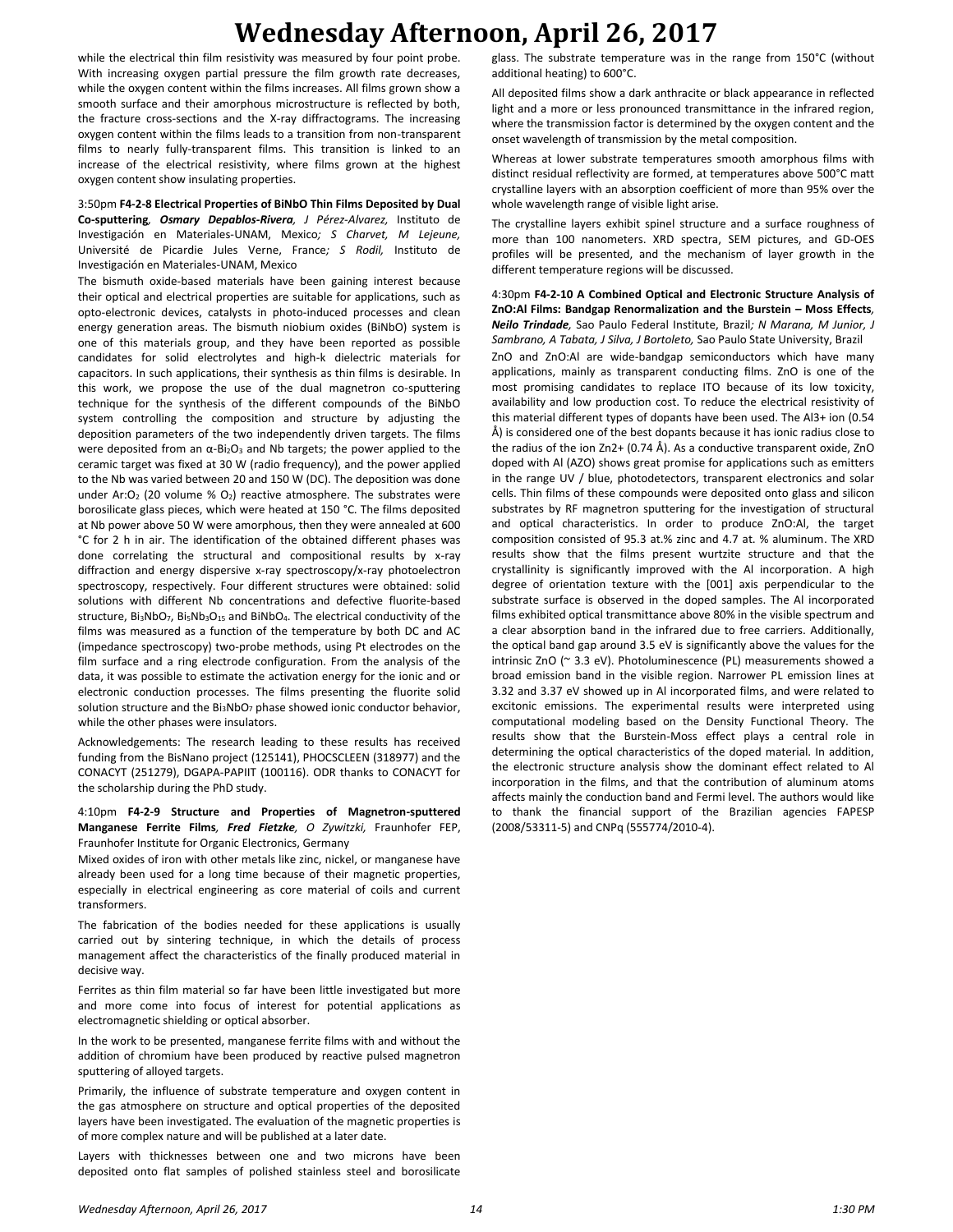# Wednesday Afternoon, April 26, 2017

while the electrical thin film resistivity was measured by four point probe. With increasing oxygen partial pressure the film growth rate decreases, while the oxygen content within the films increases. All films grown show a smooth surface and their amorphous microstructure is reflected by both, the fracture cross-sections and the X-ray diffractograms. The increasing oxygen content within the films leads to a transition from non-transparent films to nearly fully-transparent films. This transition is linked to an increase of the electrical resistivity, where films grown at the highest oxygen content show insulating properties.

3:50pm **F4-2-8 Electrical Properties of BiNbO Thin Films Deposited by Dual Co-sputtering**, ***Osmary Depablos-Rivera****, J Pérez-Alvarez,* Instituto de Investigación en Materiales-UNAM, Mexico*; S Charvet, M Lejeune,* Université de Picardie Jules Verne, France*; S Rodil,* Instituto de Investigación en Materiales-UNAM, Mexico

The bismuth oxide-based materials have been gaining interest because their optical and electrical properties are suitable for applications, such as opto-electronic devices, catalysts in photo-induced processes and clean energy generation areas. The bismuth niobium oxides (BiNbO) system is one of this materials group, and they have been reported as possible candidates for solid electrolytes and high-k dielectric materials for capacitors. In such applications, their synthesis as thin films is desirable. In this work, we propose the use of the dual magnetron co-sputtering technique for the synthesis of the different compounds of the BiNbO system controlling the composition and structure by adjusting the deposition parameters of the two independently driven targets. The films were deposited from an α-$Bi_2O_3$ and Nb targets; the power applied to the ceramic target was fixed at 30 W (radio frequency), and the power applied to the Nb was varied between 20 and 150 W (DC). The deposition was done under Ar:$O_2$ (20 volume % $O_2$) reactive atmosphere. The substrates were borosilicate glass pieces, which were heated at 150 °C. The films deposited at Nb power above 50 W were amorphous, then they were annealed at 600 °C for 2 h in air. The identification of the obtained different phases was done correlating the structural and compositional results by x-ray diffraction and energy dispersive x-ray spectroscopy/x-ray photoelectron spectroscopy, respectively. Four different structures were obtained: solid solutions with different Nb concentrations and defective fluorite-based structure, $Bi_3NbO_7$, $Bi_5Nb_3O_{15}$ and $BiNbO_4$. The electrical conductivity of the films was measured as a function of the temperature by both DC and AC (impedance spectroscopy) two-probe methods, using Pt electrodes on the film surface and a ring electrode configuration. From the analysis of the data, it was possible to estimate the activation energy for the ionic and or electronic conduction processes. The films presenting the fluorite solid solution structure and the $Bi_3NbO_7$ phase showed ionic conductor behavior, while the other phases were insulators.

Acknowledgements: The research leading to these results has received funding from the BisNano project (125141), PHOCSCLEEN (318977) and the CONACYT (251279), DGAPA-PAPIIT (100116). ODR thanks to CONACYT for the scholarship during the PhD study.

4:10pm **F4-2-9 Structure and Properties of Magnetron-sputtered Manganese Ferrite Films**, ***Fred Fietzke****, O Zywitzki,* Fraunhofer FEP, Fraunhofer Institute for Organic Electronics, Germany

Mixed oxides of iron with other metals like zinc, nickel, or manganese have already been used for a long time because of their magnetic properties, especially in electrical engineering as core material of coils and current transformers.

The fabrication of the bodies needed for these applications is usually carried out by sintering technique, in which the details of process management affect the characteristics of the finally produced material in decisive way.

Ferrites as thin film material so far have been little investigated but more and more come into focus of interest for potential applications as electromagnetic shielding or optical absorber.

In the work to be presented, manganese ferrite films with and without the addition of chromium have been produced by reactive pulsed magnetron sputtering of alloyed targets.

Primarily, the influence of substrate temperature and oxygen content in the gas atmosphere on structure and optical properties of the deposited layers have been investigated. The evaluation of the magnetic properties is of more complex nature and will be published at a later date.

Layers with thicknesses between one and two microns have been deposited onto flat samples of polished stainless steel and borosilicate glass. The substrate temperature was in the range from 150°C (without additional heating) to 600°C.

All deposited films show a dark anthracite or black appearance in reflected light and a more or less pronounced transmittance in the infrared region, where the transmission factor is determined by the oxygen content and the onset wavelength of transmission by the metal composition.

Whereas at lower substrate temperatures smooth amorphous films with distinct residual reflectivity are formed, at temperatures above 500°C matt crystalline layers with an absorption coefficient of more than 95% over the whole wavelength range of visible light arise.

The crystalline layers exhibit spinel structure and a surface roughness of more than 100 nanometers. XRD spectra, SEM pictures, and GD-OES profiles will be presented, and the mechanism of layer growth in the different temperature regions will be discussed.

4:30pm **F4-2-10 A Combined Optical and Electronic Structure Analysis of ZnO:Al Films: Bandgap Renormalization and the Burstein – Moss Effects**, ***Neilo Trindade****,* Sao Paulo Federal Institute, Brazil*; N Marana, M Junior, J Sambrano, A Tabata, J Silva, J Bortoleto,* Sao Paulo State University, Brazil

ZnO and ZnO:Al are wide-bandgap semiconductors which have many applications, mainly as transparent conducting films. ZnO is one of the most promising candidates to replace ITO because of its low toxicity, availability and low production cost. To reduce the electrical resistivity of this material different types of dopants have been used. The $Al^{3+}$ ion (0.54 Å) is considered one of the best dopants because it has ionic radius close to the radius of the ion $Zn^{2+}$ (0.74 Å). As a conductive transparent oxide, ZnO doped with Al (AZO) shows great promise for applications such as emitters in the range UV / blue, photodetectors, transparent electronics and solar cells. Thin films of these compounds were deposited onto glass and silicon substrates by RF magnetron sputtering for the investigation of structural and optical characteristics. In order to produce ZnO:Al, the target composition consisted of 95.3 at.% zinc and 4.7 at. % aluminum. The XRD results show that the films present wurtzite structure and that the crystallinity is significantly improved with the Al incorporation. A high degree of orientation texture with the [001] axis perpendicular to the substrate surface is observed in the doped samples. The Al incorporated films exhibited optical transmittance above 80% in the visible spectrum and a clear absorption band in the infrared due to free carriers. Additionally, the optical band gap around 3.5 eV is significantly above the values for the intrinsic ZnO (~ 3.3 eV). Photoluminescence (PL) measurements showed a broad emission band in the visible region. Narrower PL emission lines at 3.32 and 3.37 eV showed up in Al incorporated films, and were related to excitonic emissions. The experimental results were interpreted using computational modeling based on the Density Functional Theory. The results show that the Burstein-Moss effect plays a central role in determining the optical characteristics of the doped material. In addition, the electronic structure analysis show the dominant effect related to Al incorporation in the films, and that the contribution of aluminum atoms affects mainly the conduction band and Fermi level. The authors would like to thank the financial support of the Brazilian agencies FAPESP (2008/53311-5) and CNPq (555774/2010-4).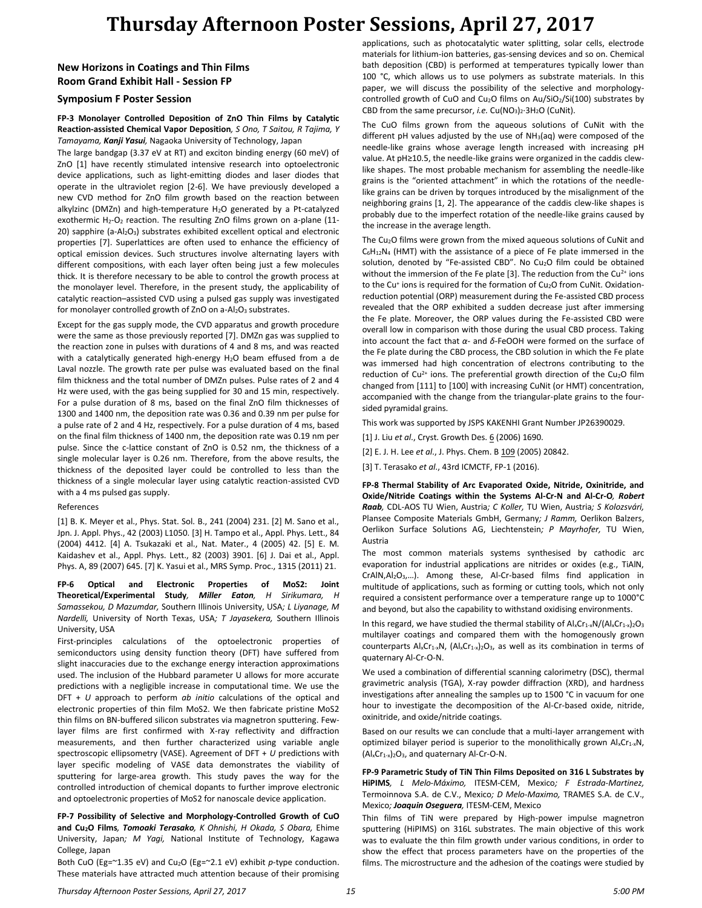# Thursday Afternoon Poster Sessions, April 27, 2017

## New Horizons in Coatings and Thin Films
## Room Grand Exhibit Hall - Session FP

### Symposium F Poster Session

**FP-3 Monolayer Controlled Deposition of ZnO Thin Films by Catalytic Reaction-assisted Chemical Vapor Deposition***, S Ono, T Saitou, R Tajima, Y Tamayama,* ***Kanji Yasui****,* Nagaoka University of Technology, Japan

The large bandgap (3.37 eV at RT) and exciton binding energy (60 meV) of ZnO [1] have recently stimulated intensive research into optoelectronic device applications, such as light-emitting diodes and laser diodes that operate in the ultraviolet region [2-6]. We have previously developed a new CVD method for ZnO film growth based on the reaction between alkylzinc (DMZn) and high-temperature $H_2O$ generated by a Pt-catalyzed exothermic $H_2$-$O_2$ reaction. The resulting ZnO films grown on a-plane (11-20) sapphire (a-$Al_2O_3$) substrates exhibited excellent optical and electronic properties [7]. Superlattices are often used to enhance the efficiency of optical emission devices. Such structures involve alternating layers with different compositions, with each layer often being just a few molecules thick. It is therefore necessary to be able to control the growth process at the monolayer level. Therefore, in the present study, the applicability of catalytic reaction–assisted CVD using a pulsed gas supply was investigated for monolayer controlled growth of ZnO on a-$Al_2O_3$ substrates.

Except for the gas supply mode, the CVD apparatus and growth procedure were the same as those previously reported [7]. DMZn gas was supplied to the reaction zone in pulses with durations of 4 and 8 ms, and was reacted with a catalytically generated high-energy $H_2O$ beam effused from a de Laval nozzle. The growth rate per pulse was evaluated based on the final film thickness and the total number of DMZn pulses. Pulse rates of 2 and 4 Hz were used, with the gas being supplied for 30 and 15 min, respectively. For a pulse duration of 8 ms, based on the final ZnO film thicknesses of 1300 and 1400 nm, the deposition rate was 0.36 and 0.39 nm per pulse for a pulse rate of 2 and 4 Hz, respectively. For a pulse duration of 4 ms, based on the final film thickness of 1400 nm, the deposition rate was 0.19 nm per pulse. Since the c-lattice constant of ZnO is 0.52 nm, the thickness of a single molecular layer is 0.26 nm. Therefore, from the above results, the thickness of the deposited layer could be controlled to less than the thickness of a single molecular layer using catalytic reaction-assisted CVD with a 4 ms pulsed gas supply.

References

[1] B. K. Meyer et al., Phys. Stat. Sol. B., 241 (2004) 231. [2] M. Sano et al., Jpn. J. Appl. Phys., 42 (2003) L1050. [3] H. Tampo et al., Appl. Phys. Lett., 84 (2004) 4412. [4] A. Tsukazaki et al., Nat. Mater., 4 (2005) 42. [5] E. M. Kaidashev et al., Appl. Phys. Lett., 82 (2003) 3901. [6] J. Dai et al., Appl. Phys. A, 89 (2007) 645. [7] K. Yasui et al., MRS Symp. Proc., 1315 (2011) 21.

**FP-6 Optical and Electronic Properties of MoS2: Joint Theoretical/Experimental Study***,* ***Miller Eaton****, H Sirikumara, H Samassekou, D Mazumdar,* Southern Illinois University, USA*; L Liyanage, M Nardelli,* University of North Texas, USA*; T Jayasekera,* Southern Illinois University, USA

First-principles calculations of the optoelectronic properties of semiconductors using density function theory (DFT) have suffered from slight inaccuracies due to the exchange energy interaction approximations used. The inclusion of the Hubbard parameter U allows for more accurate predictions with a negligible increase in computational time. We use the DFT + *U* approach to perform *ab initio* calculations of the optical and electronic properties of thin film MoS2. We then fabricate pristine MoS2 thin films on BN-buffered silicon substrates via magnetron sputtering. Few-layer films are first confirmed with X-ray reflectivity and diffraction measurements, and then further characterized using variable angle spectroscopic ellipsometry (VASE). Agreement of DFT + *U* predictions with layer specific modeling of VASE data demonstrates the viability of sputtering for large-area growth. This study paves the way for the controlled introduction of chemical dopants to further improve electronic and optoelectronic properties of MoS2 for nanoscale device application.

**FP-7 Possibility of Selective and Morphology-Controlled Growth of CuO and $Cu_2O$ Films***,* ***Tomoaki Terasako****, K Ohnishi, H Okada, S Obara,* Ehime University, Japan*; M Yagi,* National Institute of Technology, Kagawa College, Japan

Both CuO (Eg=~1.35 eV) and $Cu_2O$ (Eg=~2.1 eV) exhibit *p*-type conduction. These materials have attracted much attention because of their promising applications, such as photocatalytic water splitting, solar cells, electrode materials for lithium-ion batteries, gas-sensing devices and so on. Chemical bath deposition (CBD) is performed at temperatures typically lower than 100 °C, which allows us to use polymers as substrate materials. In this paper, we will discuss the possibility of the selective and morphology-controlled growth of CuO and $Cu_2O$ films on Au/$SiO_2$/Si(100) substrates by CBD from the same precursor, *i.e.* $Cu(NO_3)_2 \cdot 3H_2O$ (CuNit).

The CuO films grown from the aqueous solutions of CuNit with the different pH values adjusted by the use of $NH_3$(aq) were composed of the needle-like grains whose average length increased with increasing pH value. At pH≥10.5, the needle-like grains were organized in the caddis clew-like shapes. The most probable mechanism for assembling the needle-like grains is the "oriented attachment" in which the rotations of the needle-like grains can be driven by torques introduced by the misalignment of the neighboring grains [1, 2]. The appearance of the caddis clew-like shapes is probably due to the imperfect rotation of the needle-like grains caused by the increase in the average length.

The $Cu_2O$ films were grown from the mixed aqueous solutions of CuNit and $C_6H_{12}N_4$ (HMT) with the assistance of a piece of Fe plate immersed in the solution, denoted by "Fe-assisted CBD". No $Cu_2O$ film could be obtained without the immersion of the Fe plate [3]. The reduction from the $Cu^{2+}$ ions to the $Cu^{+}$ ions is required for the formation of $Cu_2O$ from CuNit. Oxidation-reduction potential (ORP) measurement during the Fe-assisted CBD process revealed that the ORP exhibited a sudden decrease just after immersing the Fe plate. Moreover, the ORP values during the Fe-assisted CBD were overall low in comparison with those during the usual CBD process. Taking into account the fact that *α*- and *δ*-FeOOH were formed on the surface of the Fe plate during the CBD process, the CBD solution in which the Fe plate was immersed had high concentration of electrons contributing to the reduction of $Cu^{2+}$ ions. The preferential growth direction of the $Cu_2O$ film changed from [111] to [100] with increasing CuNit (or HMT) concentration, accompanied with the change from the triangular-plate grains to the four-sided pyramidal grains.

This work was supported by JSPS KAKENHI Grant Number JP26390029.

[1] J. Liu *et al*., Cryst. Growth Des. 6 (2006) 1690.

[2] E. J. H. Lee *et al*., J. Phys. Chem. B 109 (2005) 20842.

[3] T. Terasako *et al*., 43rd ICMCTF, FP-1 (2016).

**FP-8 Thermal Stability of Arc Evaporated Oxide, Nitride, Oxinitride, and Oxide/Nitride Coatings within the Systems Al-Cr-N and Al-Cr-O***,* ***Robert Raab****,* CDL-AOS TU Wien, Austria*; C Koller,* TU Wien, Austria*; S Kolozsvári,* Plansee Composite Materials GmbH, Germany*; J Ramm,* Oerlikon Balzers, Oerlikon Surface Solutions AG, Liechtenstein*; P Mayrhofer,* TU Wien, Austria

The most common materials systems synthesised by cathodic arc evaporation for industrial applications are nitrides or oxides (e.g., TiAlN, CrAlN,$Al_2O_3$,…). Among these, Al-Cr-based films find application in multitude of applications, such as forming or cutting tools, which not only required a consistent performance over a temperature range up to 1000°C and beyond, but also the capability to withstand oxidising environments.

In this regard, we have studied the thermal stability of $Al_xCr_{1-x}N$/$(Al_xCr_{1-x})_2O_3$ multilayer coatings and compared them with the homogenously grown counterparts $Al_xCr_{1-x}N$, $(Al_xCr_{1-x})_2O_3$, as well as its combination in terms of quaternary Al-Cr-O-N.

We used a combination of differential scanning calorimetry (DSC), thermal gravimetric analysis (TGA), X-ray powder diffraction (XRD), and hardness investigations after annealing the samples up to 1500 °C in vacuum for one hour to investigate the decomposition of the Al-Cr-based oxide, nitride, oxinitride, and oxide/nitride coatings.

Based on our results we can conclude that a multi-layer arrangement with optimized bilayer period is superior to the monolithically grown $Al_xCr_{1-x}N$, $(Al_xCr_{1-x})_2O_3$, and quaternary Al-Cr-O-N.

**FP-9 Parametric Study of TiN Thin Films Deposited on 316 L Substrates by HiPIMS***, L Melo-Máximo,* ITESM-CEM, Mexico*; F Estrada-Martinez,* Termoinnova S.A. de C.V., Mexico*; D Melo-Maximo,* TRAMES S.A. de C.V., Mexico*;* ***Joaquin Oseguera****,* ITESM-CEM, Mexico

Thin films of TiN were prepared by High-power impulse magnetron sputtering (HiPIMS) on 316L substrates. The main objective of this work was to evaluate the thin film growth under various conditions, in order to show the effect that process parameters have on the properties of the films. The microstructure and the adhesion of the coatings were studied by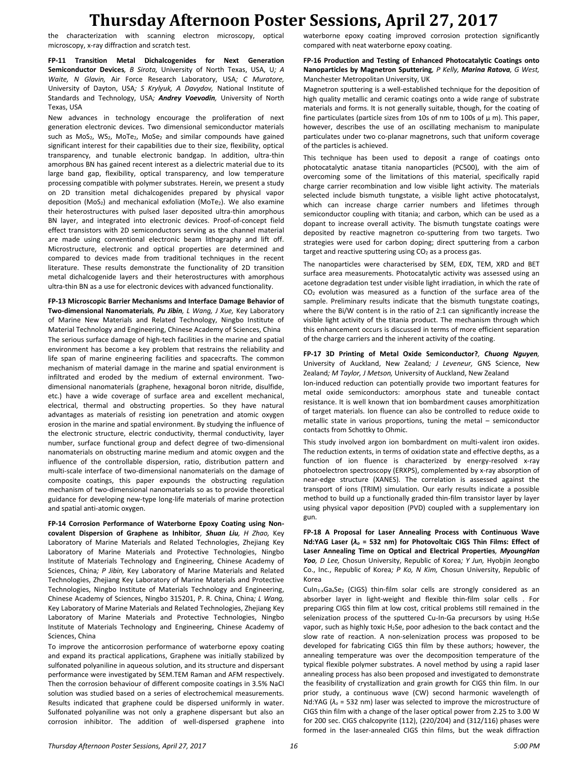the characterization with scanning electron microscopy, optical microscopy, x-ray diffraction and scratch test.

**FP-11 Transition Metal Dichalcogenides for Next Generation Semiconductor Devices**, *B Sirota,* University of North Texas, USA, U*; A Waite, N Glavin,* Air Force Research Laboratory, USA*; C Muratore,* University of Dayton, USA*; S Krylyuk, A Davydov,* National Institute of Standards and Technology, USA*; **Andrey Voevodin**,* University of North Texas, USA

New advances in technology encourage the proliferation of next generation electronic devices. Two dimensional semiconductor materials such as $MoS_2$, $WS_2$, $MoTe_2$, $MoSe_2$ and similar compounds have gained significant interest for their capabilities due to their size, flexibility, optical transparency, and tunable electronic bandgap. In addition, ultra-thin amorphous BN has gained recent interest as a dielectric material due to its large band gap, flexibility, optical transparency, and low temperature processing compatible with polymer substrates. Herein, we present a study on 2D transition metal dichalcogenides prepared by physical vapor deposition ($MoS_2$) and mechanical exfoliation ($MoTe_2$). We also examine their heterostructures with pulsed laser deposited ultra-thin amorphous BN layer, and integrated into electronic devices. Proof-of-concept field effect transistors with 2D semiconductors serving as the channel material are made using conventional electronic beam lithography and lift off. Microstructure, electronic and optical properties are determined and compared to devices made from traditional techniques in the recent literature. These results demonstrate the functionality of 2D transition metal dichalcogenide layers and their heterostructures with amorphous ultra-thin BN as a use for electronic devices with advanced functionality.

**FP-13 Microscopic Barrier Mechanisms and Interface Damage Behavior of Two-dimensional Nanomaterials**, ***Pu Jibin**, L Wang, J Xue,* Key Laboratory of Marine New Materials and Related Technology, Ningbo Institute of Material Technology and Engineering, Chinese Academy of Sciences, China

The serious surface damage of high-tech facilities in the marine and spatial environment has become a key problem that restrains the reliability and life span of marine engineering facilities and spacecrafts. The common mechanism of material damage in the marine and spatial environment is infiltrated and eroded by the medium of external environment. Two-dimensional nanomaterials (graphene, hexagonal boron nitride, disulfide, etc.) have a wide coverage of surface area and excellent mechanical, electrical, thermal and obstructing properties. So they have natural advantages as materials of resisting ion penetration and atomic oxygen erosion in the marine and spatial environment. By studying the influence of the electronic structure, electric conductivity, thermal conductivity, layer number, surface functional group and defect degree of two-dimensional nanomaterials on obstructing marine medium and atomic oxygen and the influence of the controllable dispersion, ratio, distribution pattern and multi-scale interface of two-dimensional nanomaterials on the damage of composite coatings, this paper expounds the obstructing regulation mechanism of two-dimensional nanomaterials so as to provide theoretical guidance for developing new-type long-life materials of marine protection and spatial anti-atomic oxygen.

**FP-14 Corrosion Performance of Waterborne Epoxy Coating using Non-covalent Dispersion of Graphene as Inhibitor**, ***Shuan Liu**, H Zhao,* Key Laboratory of Marine Materials and Related Technologies, Zhejiang Key Laboratory of Marine Materials and Protective Technologies, Ningbo Institute of Materials Technology and Engineering, Chinese Academy of Sciences, China*; P Jibin,* Key Laboratory of Marine Materials and Related Technologies, Zhejiang Key Laboratory of Marine Materials and Protective Technologies, Ningbo Institute of Materials Technology and Engineering, Chinese Academy of Sciences, Ningbo 315201, P. R. China, China*; L Wang,* Key Laboratory of Marine Materials and Related Technologies, Zhejiang Key Laboratory of Marine Materials and Protective Technologies, Ningbo Institute of Materials Technology and Engineering, Chinese Academy of Sciences, China

To improve the anticorrosion performance of waterborne epoxy coating and expand its practical applications, Graphene was initially stabilized by sulfonated polyaniline in aqueous solution, and its structure and dispersant performance were investigated by SEM.TEM Raman and AFM respectively. Then the corrosion behaviour of different composite coatings in 3.5% NaCl solution was studied based on a series of electrochemical measurements. Results indicated that graphene could be dispersed uniformly in water. Sulfonated polyaniline was not only a graphene dispersant but also an corrosion inhibitor. The addition of well-dispersed graphene into waterborne epoxy coating improved corrosion protection significantly compared with neat waterborne epoxy coating.

**FP-16 Production and Testing of Enhanced Photocatalytic Coatings onto Nanoparticles by Magnetron Sputtering**, *P Kelly, **Marina Ratova**, G West,* Manchester Metropolitan University, UK

Magnetron sputtering is a well-established technique for the deposition of high quality metallic and ceramic coatings onto a wide range of substrate materials and forms. It is not generally suitable, though, for the coating of fine particulates (particle sizes from 10s of nm to 100s of μ m). This paper, however, describes the use of an oscillating mechanism to manipulate particulates under two co-planar magnetrons, such that uniform coverage of the particles is achieved.

This technique has been used to deposit a range of coatings onto photocatalytic anatase titania nanoparticles (PC500), with the aim of overcoming some of the limitations of this material, specifically rapid charge carrier recombination and low visible light activity. The materials selected include bismuth tungstate, a visible light active photocatalyst, which can increase charge carrier numbers and lifetimes through semiconductor coupling with titania; and carbon, which can be used as a dopant to increase overall activity. The bismuth tungstate coatings were deposited by reactive magnetron co-sputtering from two targets. Two strategies were used for carbon doping; direct sputtering from a carbon target and reactive sputtering using $CO_2$ as a process gas.

The nanoparticles were characterised by SEM, EDX, TEM, XRD and BET surface area measurements. Photocatalytic activity was assessed using an acetone degradation test under visible light irradiation, in which the rate of $CO_2$ evolution was measured as a function of the surface area of the sample. Preliminary results indicate that the bismuth tungstate coatings, where the Bi/W content is in the ratio of 2:1 can significantly increase the visible light activity of the titania product. The mechanism through which this enhancement occurs is discussed in terms of more efficient separation of the charge carriers and the inherent activity of the coating.

**FP-17 3D Printing of Metal Oxide Semiconductor?**, ***Chuong Nguyen**,* University of Auckland, New Zealand*; J Leveneur,* GNS Science, New Zealand*; M Taylor, J Metson,* University of Auckland, New Zealand

Ion-induced reduction can potentially provide two important features for metal oxide semiconductors: amorphous state and tuneable contact resistance. It is well known that ion bombardment causes amorphitization of target materials. Ion fluence can also be controlled to reduce oxide to metallic state in various proportions, tuning the metal – semiconductor contacts from Schottky to Ohmic.

This study involved argon ion bombardment on multi-valent iron oxides. The reduction extents, in terms of oxidation state and effective depths, as a function of ion fluence is characterized by energy-resolved x-ray photoelectron spectroscopy (ERXPS), complemented by x-ray absorption of near-edge structure (XANES). The correlation is assessed against the transport of ions (TRIM) simulation. Our early results indicate a possible method to build up a functionally graded thin-film transistor layer by layer using physical vapor deposition (PVD) coupled with a supplementary ion gun.

**FP-18 A Proposal for Laser Annealing Process with Continuous Wave Nd:YAG Laser ($\lambda_o$ = 532 nm) for Photovoltaic CIGS Thin Films: Effect of Laser Annealing Time on Optical and Electrical Properties**, ***MyoungHan Yoo**, D Lee,* Chosun University, Republic of Korea*; Y Jun,* Hyobjin Jeongbo Co., Inc., Republic of Korea*; P Ko, N Kim,* Chosun University, Republic of Korea

$CuIn_{1-x}Ga_xSe_2$ (CIGS) thin-film solar cells are strongly considered as an absorber layer in light-weight and flexible thin-film solar cells . For preparing CIGS thin film at low cost, critical problems still remained in the selenization process of the sputtered Cu-In-Ga precursors by using $H_2Se$ vapor, such as highly toxic $H_2Se$, poor adhesion to the back contact and the slow rate of reaction. A non-selenization process was proposed to be developed for fabricating CIGS thin film by these authors; however, the annealing temperature was over the decomposition temperature of the typical flexible polymer substrates. A novel method by using a rapid laser annealing process has also been proposed and investigated to demonstrate the feasibility of crystallization and grain growth for CIGS thin film. In our prior study, a continuous wave (CW) second harmonic wavelength of Nd:YAG ($\lambda_o$ = 532 nm) laser was selected to improve the microstructure of CIGS thin film with a change of the laser optical power from 2.25 to 3.00 W for 200 sec. CIGS chalcopyrite (112), (220/204) and (312/116) phases were formed in the laser-annealed CIGS thin films, but the weak diffraction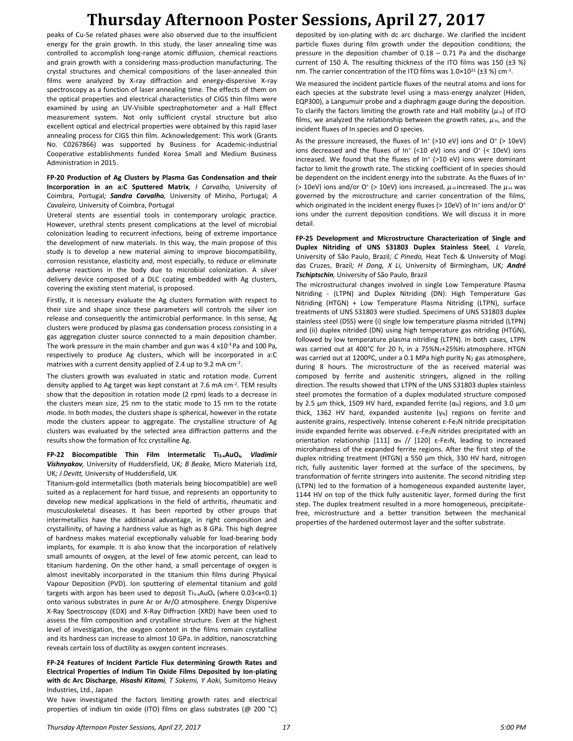peaks of Cu-Se related phases were also observed due to the insufficient energy for the grain growth. In this study, the laser annealing time was controlled to accomplish long-range atomic diffusion, chemical reactions and grain growth with a considering mass-production manufacturing. The crystal structures and chemical compositions of the laser-annealed thin films were analyzed by X-ray diffraction and energy-dispersive X-ray spectroscopy as a function of laser annealing time. The effects of them on the optical properties and electrical characteristics of CIGS thin films were examined by using an UV-Visible spectrophotometer and a Hall Effect measurement system. Not only sufficient crystal structure but also excellent optical and electrical properties were obtained by this rapid laser annealing process for CIGS thin film. Acknowledgement: This work (Grants No. C0267866) was supported by Business for Academic-industrial Cooperative establishments funded Korea Small and Medium Business Administration in 2015.

**FP-20 Production of Ag Clusters by Plasma Gas Condensation and their Incorporation in an a:C Sputtered Matrix***, I Carvalho,* University of Coimbra, Portugal*; **Sandra Carvalho,*** University of Minho, Portugal*; A Cavaleiro,* University of Coimbra, Portugal

Ureteral stents are essential tools in contemporary urologic practice. However, urethral stents present complications at the level of microbial colonization leading to recurrent infections, being of extreme importance the development of new materials. In this way, the main propose of this study is to develop a new material aiming to improve biocompatibility, corrosion resistance, elasticity and, most especially, to reduce or eliminate adverse reactions in the body due to microbial colonization. A silver delivery device composed of a DLC coating embedded with Ag clusters, covering the existing stent material, is proposed.

Firstly, it is necessary evaluate the Ag clusters formation with respect to their size and shape since these parameters will controls the silver ion release and consequently the antimicrobial performance. In this sense, Ag clusters were produced by plasma gas condensation process consisting in a gas aggregation cluster source connected to a main deposition chamber. The work pressure in the main chamber and gun was 4 $x10^{-3}$ Pa and 100 Pa, respectively to produce Ag clusters, which will be incorporated in a:C matrixes with a current density applied of 2.4 up to 9.2 mA $cm^{-2}$.

The clusters growth was evaluated in static and rotation mode. Current density applied to Ag target was kept constant at 7.6 mA $cm^{-2}$. TEM results show that the deposition in rotation mode (2 rpm) leads to a decrease in the clusters mean size, 25 nm to the static mode to 15 nm to the rotate mode. In both modes, the clusters shape is spherical, however in the rotate mode the clusters appear to aggregate. The crystalline structure of Ag clusters was evaluated by the selected area diffraction patterns and the results show the formation of fcc crystalline Ag.

**FP-22 Biocompatible Thin Film Intermetalic $Ti_{3-x}AuO_x$***, **Vladimir Vishnyakov,*** University of Huddersfield, UK*; B Beake,* Micro Materials Ltd, UK*; J Devitt,* University of Huddersfield, UK

Titanium-gold intermetallics (both materials being biocompatible) are well suited as a replacement for hard tissue, and represents an opportunity to develop new medical applications in the field of arthritis, rheumatic and musculoskeletal diseases. It has been reported by other groups that intermetallics have the additional advantage, in right composition and crystallinity, of having a hardness value as high as 8 GPa. This high degree of hardness makes material exceptionally valuable for load-bearing body implants, for example. It is also know that the incorporation of relatively small amounts of oxygen, at the level of few atomic percent, can lead to titanium hardening. On the other hand, a small percentage of oxygen is almost inevitably incorporated in the titanium thin films during Physical Vapour Deposition (PVD). Ion sputtering of elemental titanium and gold targets with argon has been used to deposit $Ti_{3-x}AuO_x$ (where $0.03<x<0.1$) onto various substrates in pure Ar or Ar/O atmosphere. Energy Dispersive X-Ray Spectroscopy (EDX) and X-Ray Diffraction (XRD) have been used to assess the film composition and crystalline structure. Even at the highest level of investigation, the oxygen content in the films remain crystalline and its hardness can increase to almost 10 GPa. In addition, nanoscratching reveals certain loss of ductility as oxygen content increases.

**FP-24 Features of Incident Particle Flux determining Growth Rates and Electrical Properties of Indium Tin Oxide Films Deposited by Ion-plating with dc Arc Discharge***, **Hisashi Kitami,** T Sakemi, Y Aoki,* Sumitomo Heavy Industries, Ltd., Japan

We have investigated the factors limiting growth rates and electrical properties of indium tin oxide (ITO) films on glass substrates (@ 200 °C) deposited by ion-plating with dc arc discharge. We clarified the incident particle fluxes during film growth under the deposition conditions; the pressure in the deposition chamber of 0.18 – 0.71 Pa and the discharge current of 150 A. The resulting thickness of the ITO films was 150 (±3 %) nm. The carrier concentration of the ITO films was $1.0\times10^{21}$ (±3 %) $cm^{-3}$.

We measured the incident particle fluxes of the neutral atoms and ions for each species at the substrate level using a mass-energy analyzer (Hiden, EQP300), a Langumuir probe and a diaphragm gauge during the deposition. To clarify the factors limiting the growth rate and Hall mobility ($\mu_{H}$) of ITO films, we analyzed the relationship between the growth rates, $\mu_{H}$, and the incident fluxes of In species and O species.

As the pressure increased, the fluxes of $In^{+}$ (>10 eV) ions and $O^{+}$ (> 10eV) ions decreased and the fluxes of $In^{+}$ (<10 eV) ions and $O^{+}$ (< 10eV) ions increased. We found that the fluxes of $In^{+}$ (>10 eV) ions were dominant factor to limit the growth rate. The sticking coefficient of In species should be dependent on the incident energy into the substrate. As the fluxes of $In^{+}$ (> 10eV) ions and/or $O^{+}$ (> 10eV) ions increased, $\mu_{H}$ increased. The $\mu_{H}$ was governed by the microstructure and carrier concentration of the films, which originated in the incident energy fluxes (> 10eV) of $In^{+}$ ions and/or $O^{+}$ ions under the current deposition conditions. We will discuss it in more detail.

**FP-25 Development and Microstructure Characterization of Single and Duplex Nitriding of UNS S31803 Duplex Stainless Steel***, L Varela,* University of São Paulo, Brazil*; C Pinedo,* Heat Tech & University of Mogi das Cruzes, Brazil*; H Dong, X Li,* University of Birmingham, UK*; **André Tschiptschin,*** University of São Paulo, Brazil

The microstructural changes involved in single Low Temperature Plasma Nitriding - (LTPN) and Duplex Nitriding (DN): High Temperature Gas Nitriding (HTGN) + Low Temperature Plasma Nitriding (LTPN), surface treatments of UNS S31803 were studied. Specimens of UNS S31803 duplex stainless steel (DSS) were (i) single low temperature plasma nitrided (LTPN) and (ii) duplex nitrided (DN) using high temperature gas nitriding (HTGN), followed by low temperature plasma nitriding (LTPN). In both cases, LTPN was carried out at 400°C for 20 h, in a $75\%N_2+25\%H_2$ atmosphere. HTGN was carried out at 1200ºC, under a 0.1 MPa high purity $N_2$ gas atmosphere, during 8 hours. The microstructure of the as received material was composed by ferrite and austenitic stringers, aligned in the rolling direction. The results showed that LTPN of the UNS S31803 duplex stainless steel promotes the formation of a duplex modulated structure composed by 2.5 µm thick, 1509 HV hard, expanded ferrite ($\alpha_N$) regions, and 3.0 µm thick, 1362 HV hard, expanded austenite ($\gamma_N$) regions on ferrite and austenite grains, respectively. Intense coherent $\varepsilon$-$Fe_3N$ nitride precipitation inside expanded ferrite was observed. $\varepsilon$-$Fe_3N$ nitrides precipitated with an orientation relationship [111] $\alpha_N$ // [120] $\varepsilon$-$Fe_3N$, leading to increased microhardness of the expanded ferrite regions. After the first step of the duplex nitriding treatment (HTGN) a 550 µm thick, 330 HV hard, nitrogen rich, fully austenitic layer formed at the surface of the specimens, by transformation of ferrite stringers into austenite. The second nitriding step (LTPN) led to the formation of a homogeneous expanded austenite layer, 1144 HV on top of the thick fully austenitic layer, formed during the first step. The duplex treatment resulted in a more homogeneous, precipitate-free, microstructure and a better transition between the mechanical properties of the hardened outermost layer and the softer substrate.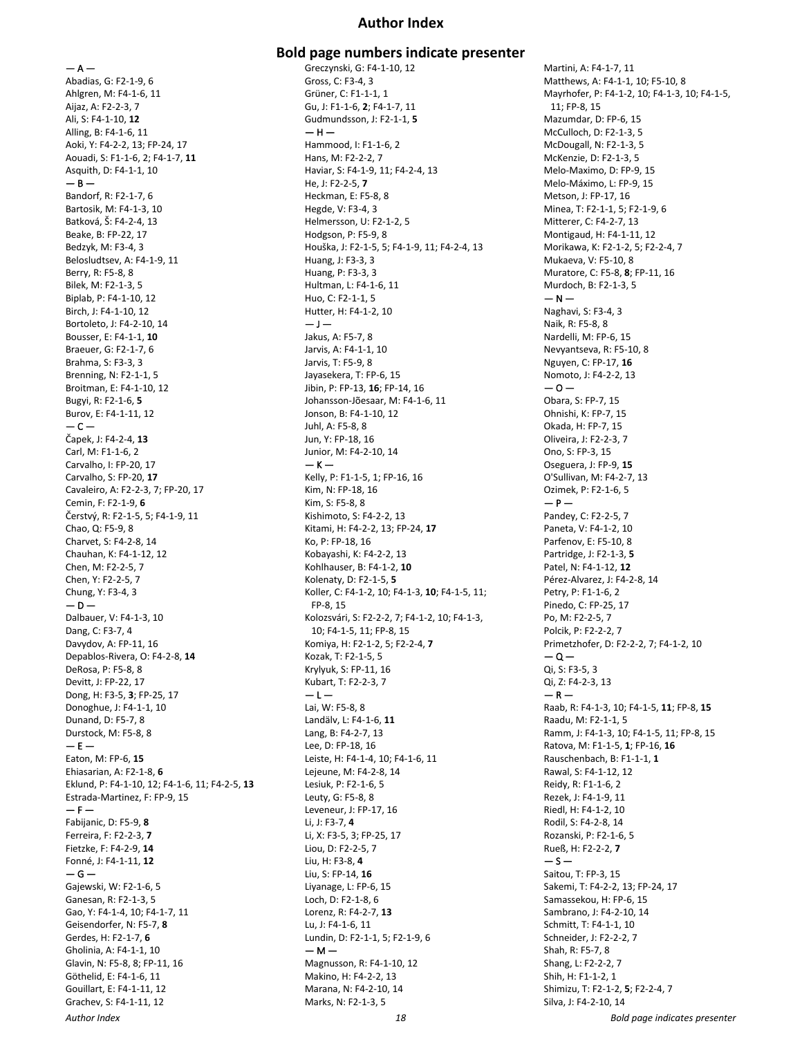# Author Index

## Bold page numbers indicate presenter

— A —
Abadias, G: F2-1-9, 6
Ahlgren, M: F4-1-6, 11
Aijaz, A: F2-2-3, 7
Ali, S: F4-1-10, **12**
Alling, B: F4-1-6, 11
Aoki, Y: F4-2-2, 13; FP-24, 17
Aouadi, S: F1-1-6, 2; F4-1-7, **11**
Asquith, D: F4-1-1, 10
— B —
Bandorf, R: F2-1-7, 6
Bartosik, M: F4-1-3, 10
Batková, Š: F4-2-4, 13
Beake, B: FP-22, 17
Bedzyk, M: F3-4, 3
Belosludtsev, A: F4-1-9, 11
Berry, R: F5-8, 8
Bilek, M: F2-1-3, 5
Biplab, P: F4-1-10, 12
Birch, J: F4-1-10, 12
Bortoleto, J: F4-2-10, 14
Bousser, E: F4-1-1, **10**
Braeuer, G: F2-1-7, 6
Brahma, S: F3-3, 3
Brenning, N: F2-1-1, 5
Broitman, E: F4-1-10, 12
Bugyi, R: F2-1-6, **5**
Burov, E: F4-1-11, 12
— C —
Čapek, J: F4-2-4, **13**
Carl, M: F1-1-6, 2
Carvalho, I: FP-20, 17
Carvalho, S: FP-20, **17**
Cavaleiro, A: F2-2-3, 7; FP-20, 17
Cemin, F: F2-1-9, **6**
Čerstvý, R: F2-1-5, 5; F4-1-9, 11
Chao, Q: F5-9, 8
Charvet, S: F4-2-8, 14
Chauhan, K: F4-1-12, 12
Chen, M: F2-2-5, 7
Chen, Y: F2-2-5, 7
Chung, Y: F3-4, 3
— D —
Dalbauer, V: F4-1-3, 10
Dang, C: F3-7, 4
Davydov, A: FP-11, 16
Depablos-Rivera, O: F4-2-8, **14**
DeRosa, P: F5-8, 8
Devitt, J: FP-22, 17
Dong, H: F3-5, **3**; FP-25, 17
Donoghue, J: F4-1-1, 10
Dunand, D: F5-7, 8
Durstock, M: F5-8, 8
— E —
Eaton, M: FP-6, **15**
Ehiasarian, A: F2-1-8, **6**
Eklund, P: F4-1-10, 12; F4-1-6, 11; F4-2-5, **13**
Estrada-Martinez, F: FP-9, 15
— F —
Fabijanic, D: F5-9, **8**
Ferreira, F: F2-2-3, **7**
Fietzke, F: F4-2-9, **14**
Fonné, J: F4-1-11, **12**
— G —
Gajewski, W: F2-1-6, 5
Ganesan, R: F2-1-3, 5
Gao, Y: F4-1-4, 10; F4-1-7, 11
Geisendorfer, N: F5-7, **8**
Gerdes, H: F2-1-7, **6**
Gholinia, A: F4-1-1, 10
Glavin, N: F5-8, 8; FP-11, 16
Göthelid, E: F4-1-6, 11
Gouillart, E: F4-1-11, 12
Grachev, S: F4-1-11, 12
Greczynski, G: F4-1-10, 12
Gross, C: F3-4, 3
Grüner, C: F1-1-1, 1
Gu, J: F1-1-6, **2**; F4-1-7, 11
Gudmundsson, J: F2-1-1, **5**
— H —
Hammood, I: F1-1-6, 2
Hans, M: F2-2-2, 7
Haviar, S: F4-1-9, 11; F4-2-4, 13
He, J: F2-2-5, **7**
Heckman, E: F5-8, 8
Hegde, V: F3-4, 3
Helmersson, U: F2-1-2, 5
Hodgson, P: F5-9, 8
Houška, J: F2-1-5, 5; F4-1-9, 11; F4-2-4, 13
Huang, J: F3-3, 3
Huang, P: F3-3, 3
Hultman, L: F4-1-6, 11
Huo, C: F2-1-1, 5
Hutter, H: F4-1-2, 10
— J —
Jakus, A: F5-7, 8
Jarvis, A: F4-1-1, 10
Jarvis, T: F5-9, 8
Jayasekera, T: FP-6, 15
Jibin, P: FP-13, **16**; FP-14, 16
Johansson-Jõesaar, M: F4-1-6, 11
Jonson, B: F4-1-10, 12
Juhl, A: F5-8, 8
Jun, Y: FP-18, 16
Junior, M: F4-2-10, 14
— K —
Kelly, P: F1-1-5, 1; FP-16, 16
Kim, N: FP-18, 16
Kim, S: F5-8, 8
Kishimoto, S: F4-2-2, 13
Kitami, H: F4-2-2, 13; FP-24, **17**
Ko, P: FP-18, 16
Kobayashi, K: F4-2-2, 13
Kohlhauser, B: F4-1-2, **10**
Kolenaty, D: F2-1-5, **5**
Koller, C: F4-1-2, 10; F4-1-3, **10**; F4-1-5, 11; FP-8, 15
Kolozsvári, S: F2-2-2, 7; F4-1-2, 10; F4-1-3, 10; F4-1-5, 11; FP-8, 15
Komiya, H: F2-1-2, 5; F2-2-4, **7**
Kozak, T: F2-1-5, 5
Krylyuk, S: FP-11, 16
Kubart, T: F2-2-3, 7
— L —
Lai, W: F5-8, 8
Landälv, L: F4-1-6, **11**
Lang, B: F4-2-7, 13
Lee, D: FP-18, 16
Leiste, H: F4-1-4, 10; F4-1-6, 11
Lejeune, M: F4-2-8, 14
Lesiuk, P: F2-1-6, 5
Leuty, G: F5-8, 8
Leveneur, J: FP-17, 16
Li, J: F3-7, **4**
Li, X: F3-5, 3; FP-25, 17
Liou, D: F2-2-5, 7
Liu, H: F3-8, **4**
Liu, S: FP-14, **16**
Liyanage, L: FP-6, 15
Loch, D: F2-1-8, 6
Lorenz, R: F4-2-7, **13**
Lu, J: F4-1-6, 11
Lundin, D: F2-1-1, 5; F2-1-9, 6
— M —
Magnusson, R: F4-1-10, 12
Makino, H: F4-2-2, 13
Marana, N: F4-2-10, 14
Marks, N: F2-1-3, 5
Martini, A: F4-1-7, 11
Matthews, A: F4-1-1, 10; F5-10, 8
Mayrhofer, P: F4-1-2, 10; F4-1-3, 10; F4-1-5, 11; FP-8, 15
Mazumdar, D: FP-6, 15
McCulloch, D: F2-1-3, 5
McDougall, N: F2-1-3, 5
McKenzie, D: F2-1-3, 5
Melo-Maximo, D: FP-9, 15
Melo-Máximo, L: FP-9, 15
Metson, J: FP-17, 16
Minea, T: F2-1-1, 5; F2-1-9, 6
Mitterer, C: F4-2-7, 13
Montigaud, H: F4-1-11, 12
Morikawa, K: F2-1-2, 5; F2-2-4, 7
Mukaeva, V: F5-10, 8
Muratore, C: F5-8, **8**; FP-11, 16
Murdoch, B: F2-1-3, 5
— N —
Naghavi, S: F3-4, 3
Naik, R: F5-8, 8
Nardelli, M: FP-6, 15
Nevyantseva, R: F5-10, 8
Nguyen, C: FP-17, **16**
Nomoto, J: F4-2-2, 13
— O —
Obara, S: FP-7, 15
Ohnishi, K: FP-7, 15
Okada, H: FP-7, 15
Oliveira, J: F2-2-3, 7
Ono, S: FP-3, 15
Oseguera, J: FP-9, **15**
O'Sullivan, M: F4-2-7, 13
Ozimek, P: F2-1-6, 5
— P —
Pandey, C: F2-2-5, 7
Paneta, V: F4-1-2, 10
Parfenov, E: F5-10, 8
Partridge, J: F2-1-3, **5**
Patel, N: F4-1-12, **12**
Pérez-Alvarez, J: F4-2-8, 14
Petry, P: F1-1-6, 2
Pinedo, C: FP-25, 17
Po, M: F2-2-5, 7
Polcik, P: F2-2-2, 7
Primetzhofer, D: F2-2-2, 7; F4-1-2, 10
— Q —
Qi, S: F3-5, 3
Qi, Z: F4-2-3, 13
— R —
Raab, R: F4-1-3, 10; F4-1-5, **11**; FP-8, **15**
Raadu, M: F2-1-1, 5
Ramm, J: F4-1-3, 10; F4-1-5, 11; FP-8, 15
Ratova, M: F1-1-5, **1**; FP-16, **16**
Rauschenbach, B: F1-1-1, **1**
Rawal, S: F4-1-12, 12
Reidy, R: F1-1-6, 2
Rezek, J: F4-1-9, 11
Riedl, H: F4-1-2, 10
Rodil, S: F4-2-8, 14
Rozanski, P: F2-1-6, 5
Rueß, H: F2-2-2, **7**
— S —
Saitou, T: FP-3, 15
Sakemi, T: F4-2-2, 13; FP-24, 17
Samassekou, H: FP-6, 15
Sambrano, J: F4-2-10, 14
Schmitt, T: F4-1-1, 10
Schneider, J: F2-2-2, 7
Shah, R: F5-7, 8
Shang, L: F2-2-2, 7
Shih, H: F1-1-2, 1
Shimizu, T: F2-1-2, **5**; F2-2-4, 7
Silva, J: F4-2-10, 14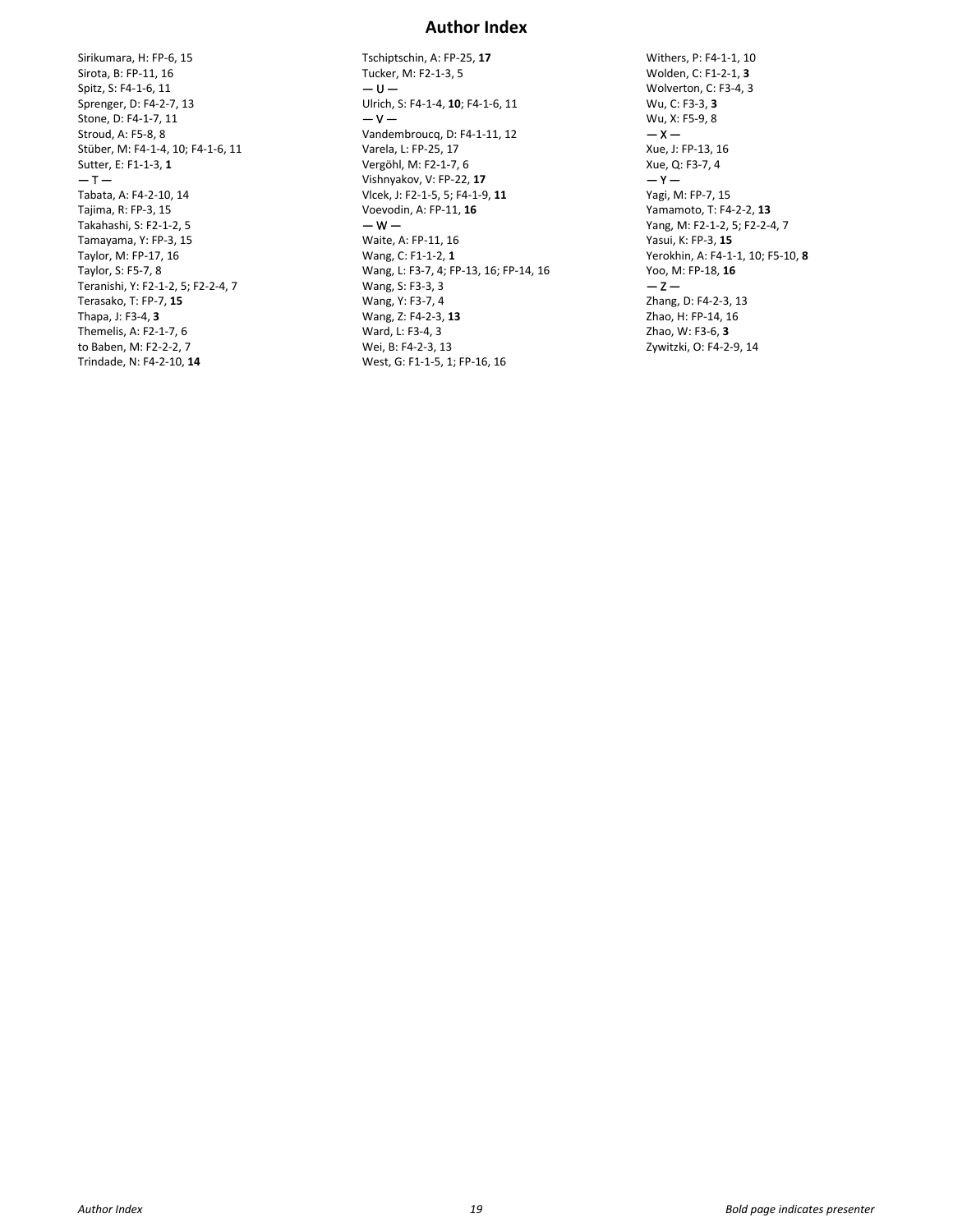# Author Index

Sirikumara, H: FP-6, 15
Sirota, B: FP-11, 16
Spitz, S: F4-1-6, 11
Sprenger, D: F4-2-7, 13
Stone, D: F4-1-7, 11
Stroud, A: F5-8, 8
Stüber, M: F4-1-4, 10; F4-1-6, 11
Sutter, E: F1-1-3, **1**
— T —
Tabata, A: F4-2-10, 14
Tajima, R: FP-3, 15
Takahashi, S: F2-1-2, 5
Tamayama, Y: FP-3, 15
Taylor, M: FP-17, 16
Taylor, S: F5-7, 8
Teranishi, Y: F2-1-2, 5; F2-2-4, 7
Terasako, T: FP-7, **15**
Thapa, J: F3-4, **3**
Themelis, A: F2-1-7, 6
to Baben, M: F2-2-2, 7
Trindade, N: F4-2-10, **14**
Tschiptschin, A: FP-25, **17**
Tucker, M: F2-1-3, 5
— U —
Ulrich, S: F4-1-4, **10**; F4-1-6, 11
— V —
Vandembroucq, D: F4-1-11, 12
Varela, L: FP-25, 17
Vergöhl, M: F2-1-7, 6
Vishnyakov, V: FP-22, **17**
Vlcek, J: F2-1-5, 5; F4-1-9, **11**
Voevodin, A: FP-11, **16**
— W —
Waite, A: FP-11, 16
Wang, C: F1-1-2, **1**
Wang, L: F3-7, 4; FP-13, 16; FP-14, 16
Wang, S: F3-3, 3
Wang, Y: F3-7, 4
Wang, Z: F4-2-3, **13**
Ward, L: F3-4, 3
Wei, B: F4-2-3, 13
West, G: F1-1-5, 1; FP-16, 16
Withers, P: F4-1-1, 10
Wolden, C: F1-2-1, **3**
Wolverton, C: F3-4, 3
Wu, C: F3-3, **3**
Wu, X: F5-9, 8
— X —
Xue, J: FP-13, 16
Xue, Q: F3-7, 4
— Y —
Yagi, M: FP-7, 15
Yamamoto, T: F4-2-2, **13**
Yang, M: F2-1-2, 5; F2-2-4, 7
Yasui, K: FP-3, **15**
Yerokhin, A: F4-1-1, 10; F5-10, **8**
Yoo, M: FP-18, **16**
— Z —
Zhang, D: F4-2-3, 13
Zhao, H: FP-14, 16
Zhao, W: F3-6, **3**
Zywitzki, O: F4-2-9, 14

*Bold page indicates presenter*